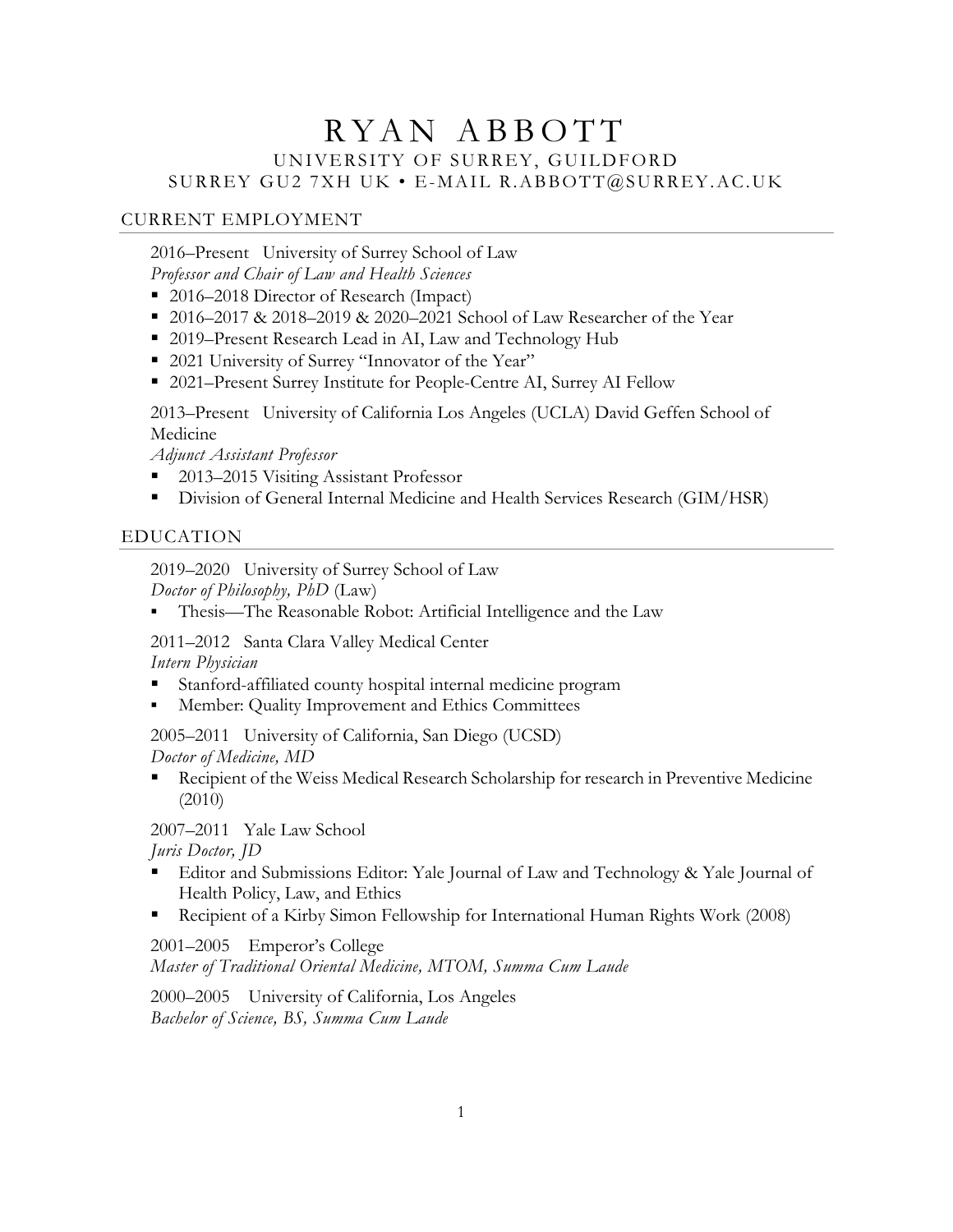# RYAN ABBOTT

UNIVERSITY OF SURREY, GUILDFORD
SURREY GU2 7XH UK • E-MAIL R.ABBOTT@SURREY.AC.UK

## CURRENT EMPLOYMENT

2016–Present University of Surrey School of Law
*Professor and Chair of Law and Health Sciences*

- 2016–2018 Director of Research (Impact)
- 2016–2017 & 2018–2019 & 2020–2021 School of Law Researcher of the Year
- 2019–Present Research Lead in AI, Law and Technology Hub
- 2021 University of Surrey "Innovator of the Year"
- 2021–Present Surrey Institute for People-Centre AI, Surrey AI Fellow

2013–Present University of California Los Angeles (UCLA) David Geffen School of Medicine
*Adjunct Assistant Professor*

- 2013–2015 Visiting Assistant Professor
- Division of General Internal Medicine and Health Services Research (GIM/HSR)

## EDUCATION

2019–2020 University of Surrey School of Law
*Doctor of Philosophy, PhD* (Law)

- Thesis—The Reasonable Robot: Artificial Intelligence and the Law

2011–2012 Santa Clara Valley Medical Center
*Intern Physician*

- Stanford-affiliated county hospital internal medicine program
- Member: Quality Improvement and Ethics Committees

2005–2011 University of California, San Diego (UCSD)
*Doctor of Medicine, MD*

- Recipient of the Weiss Medical Research Scholarship for research in Preventive Medicine (2010)

2007–2011 Yale Law School
*Juris Doctor, JD*

- Editor and Submissions Editor: Yale Journal of Law and Technology & Yale Journal of Health Policy, Law, and Ethics
- Recipient of a Kirby Simon Fellowship for International Human Rights Work (2008)

2001–2005 Emperor's College
*Master of Traditional Oriental Medicine, MTOM, Summa Cum Laude*

2000–2005 University of California, Los Angeles
*Bachelor of Science, BS, Summa Cum Laude*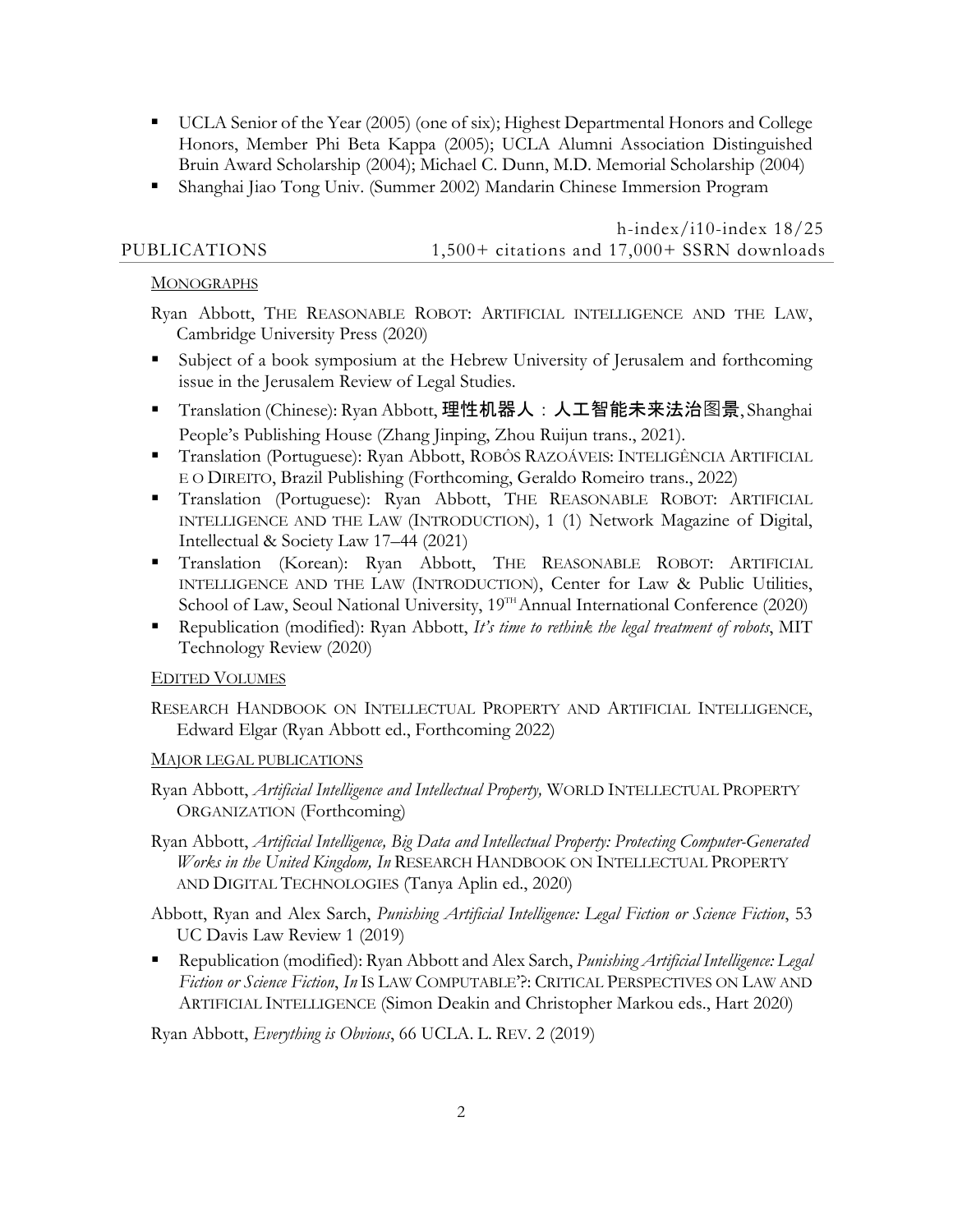- UCLA Senior of the Year (2005) (one of six); Highest Departmental Honors and College Honors, Member Phi Beta Kappa (2005); UCLA Alumni Association Distinguished Bruin Award Scholarship (2004); Michael C. Dunn, M.D. Memorial Scholarship (2004)
- Shanghai Jiao Tong Univ. (Summer 2002) Mandarin Chinese Immersion Program

## PUBLICATIONS

h-index/i10-index 18/25
1,500+ citations and 17,000+ SSRN downloads

### MONOGRAPHS

Ryan Abbott, THE REASONABLE ROBOT: ARTIFICIAL INTELLIGENCE AND THE LAW, Cambridge University Press (2020)

- Subject of a book symposium at the Hebrew University of Jerusalem and forthcoming issue in the Jerusalem Review of Legal Studies.
- Translation (Chinese): Ryan Abbott, **理性机器人：人工智能未来法治**图景, Shanghai People's Publishing House (Zhang Jinping, Zhou Ruijun trans., 2021).
- Translation (Portuguese): Ryan Abbott, ROBÔS RAZOÁVEIS: INTELIGÊNCIA ARTIFICIAL E O DIREITO, Brazil Publishing (Forthcoming, Geraldo Romeiro trans., 2022)
- Translation (Portuguese): Ryan Abbott, THE REASONABLE ROBOT: ARTIFICIAL INTELLIGENCE AND THE LAW (INTRODUCTION), 1 (1) Network Magazine of Digital, Intellectual & Society Law 17–44 (2021)
- Translation (Korean): Ryan Abbott, THE REASONABLE ROBOT: ARTIFICIAL INTELLIGENCE AND THE LAW (INTRODUCTION), Center for Law & Public Utilities, School of Law, Seoul National University, 19TH Annual International Conference (2020)
- Republication (modified): Ryan Abbott, *It's time to rethink the legal treatment of robots*, MIT Technology Review (2020)

### EDITED VOLUMES

RESEARCH HANDBOOK ON INTELLECTUAL PROPERTY AND ARTIFICIAL INTELLIGENCE, Edward Elgar (Ryan Abbott ed., Forthcoming 2022)

### MAJOR LEGAL PUBLICATIONS

Ryan Abbott, *Artificial Intelligence and Intellectual Property,* WORLD INTELLECTUAL PROPERTY ORGANIZATION (Forthcoming)

Ryan Abbott, *Artificial Intelligence, Big Data and Intellectual Property: Protecting Computer-Generated Works in the United Kingdom, In* RESEARCH HANDBOOK ON INTELLECTUAL PROPERTY AND DIGITAL TECHNOLOGIES (Tanya Aplin ed., 2020)

Abbott, Ryan and Alex Sarch, *Punishing Artificial Intelligence: Legal Fiction or Science Fiction*, 53 UC Davis Law Review 1 (2019)

- Republication (modified): Ryan Abbott and Alex Sarch, *Punishing Artificial Intelligence: Legal Fiction or Science Fiction*, *In* IS LAW COMPUTABLE'?: CRITICAL PERSPECTIVES ON LAW AND ARTIFICIAL INTELLIGENCE (Simon Deakin and Christopher Markou eds., Hart 2020)

Ryan Abbott, *Everything is Obvious*, 66 UCLA. L. REV. 2 (2019)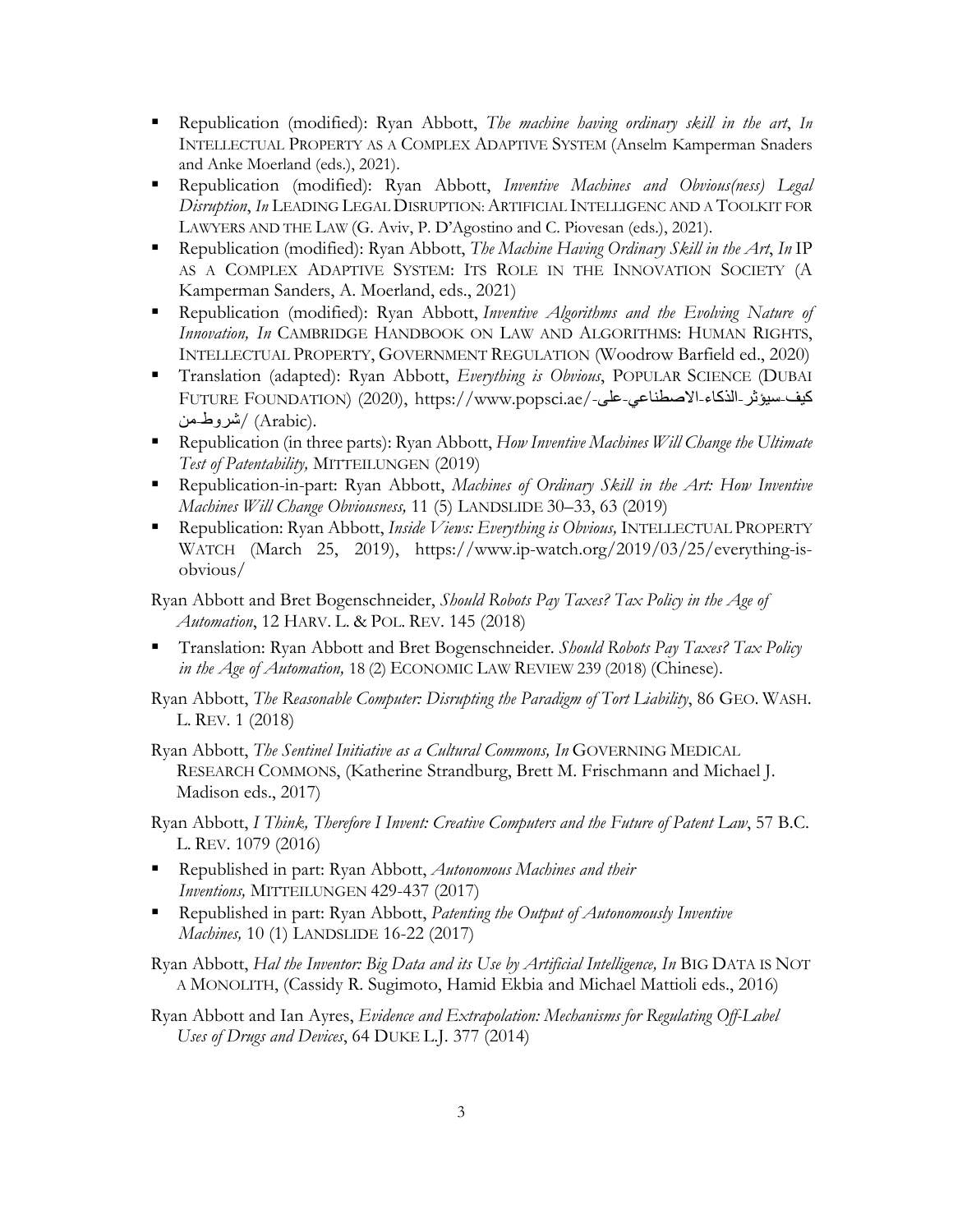- Republication (modified): Ryan Abbott, *The machine having ordinary skill in the art*, *In* INTELLECTUAL PROPERTY AS A COMPLEX ADAPTIVE SYSTEM (Anselm Kamperman Snaders and Anke Moerland (eds.), 2021).
- Republication (modified): Ryan Abbott, *Inventive Machines and Obvious(ness) Legal Disruption*, *In* LEADING LEGAL DISRUPTION: ARTIFICIAL INTELLIGENC AND A TOOLKIT FOR LAWYERS AND THE LAW (G. Aviv, P. D'Agostino and C. Piovesan (eds.), 2021).
- Republication (modified): Ryan Abbott, *The Machine Having Ordinary Skill in the Art*, *In* IP AS A COMPLEX ADAPTIVE SYSTEM: ITS ROLE IN THE INNOVATION SOCIETY (A Kamperman Sanders, A. Moerland, eds., 2021)
- Republication (modified): Ryan Abbott, *Inventive Algorithms and the Evolving Nature of Innovation, In* CAMBRIDGE HANDBOOK ON LAW AND ALGORITHMS: HUMAN RIGHTS, INTELLECTUAL PROPERTY, GOVERNMENT REGULATION (Woodrow Barfield ed., 2020)
- Translation (adapted): Ryan Abbott, *Everything is Obvious*, POPULAR SCIENCE (DUBAI FUTURE FOUNDATION) (2020), https://www.popsci.ae/كيف-سيؤثر-الذكاء-الاصطناعي-على-شروط-من/ (Arabic).
- Republication (in three parts): Ryan Abbott, *How Inventive Machines Will Change the Ultimate Test of Patentability,* MITTEILUNGEN (2019)
- Republication-in-part: Ryan Abbott, *Machines of Ordinary Skill in the Art: How Inventive Machines Will Change Obviousness,* 11 (5) LANDSLIDE 30–33, 63 (2019)
- Republication: Ryan Abbott, *Inside Views: Everything is Obvious,* INTELLECTUAL PROPERTY WATCH (March 25, 2019), https://www.ip-watch.org/2019/03/25/everything-is-obvious/

Ryan Abbott and Bret Bogenschneider, *Should Robots Pay Taxes? Tax Policy in the Age of Automation*, 12 HARV. L. & POL. REV. 145 (2018)

- Translation: Ryan Abbott and Bret Bogenschneider. *Should Robots Pay Taxes? Tax Policy in the Age of Automation,* 18 (2) ECONOMIC LAW REVIEW 239 (2018) (Chinese).

Ryan Abbott, *The Reasonable Computer: Disrupting the Paradigm of Tort Liability*, 86 GEO. WASH. L. REV. 1 (2018)

Ryan Abbott, *The Sentinel Initiative as a Cultural Commons, In* GOVERNING MEDICAL RESEARCH COMMONS, (Katherine Strandburg, Brett M. Frischmann and Michael J. Madison eds., 2017)

Ryan Abbott, *I Think, Therefore I Invent: Creative Computers and the Future of Patent Law*, 57 B.C. L. REV. 1079 (2016)

- Republished in part: Ryan Abbott, *Autonomous Machines and their Inventions,* MITTEILUNGEN 429-437 (2017)
- Republished in part: Ryan Abbott, *Patenting the Output of Autonomously Inventive Machines,* 10 (1) LANDSLIDE 16-22 (2017)

Ryan Abbott, *Hal the Inventor: Big Data and its Use by Artificial Intelligence, In* BIG DATA IS NOT A MONOLITH, (Cassidy R. Sugimoto, Hamid Ekbia and Michael Mattioli eds., 2016)

Ryan Abbott and Ian Ayres, *Evidence and Extrapolation: Mechanisms for Regulating Off-Label Uses of Drugs and Devices*, 64 DUKE L.J. 377 (2014)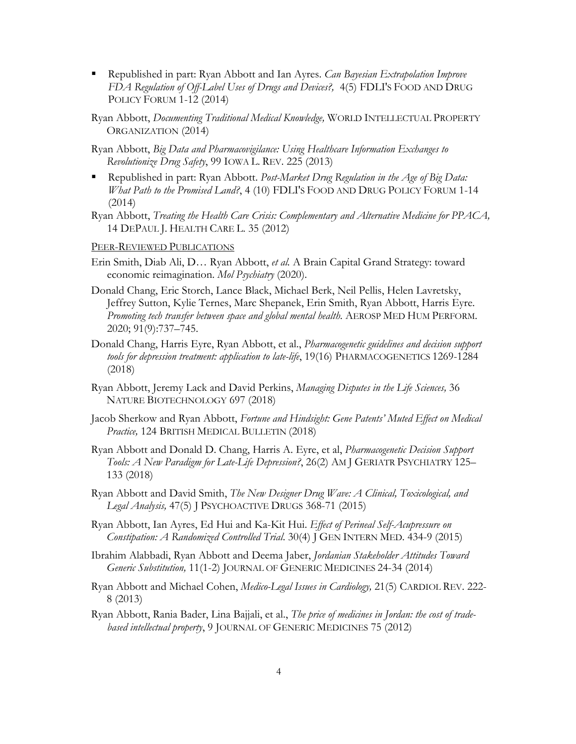- Republished in part: Ryan Abbott and Ian Ayres. *Can Bayesian Extrapolation Improve FDA Regulation of Off-Label Uses of Drugs and Devices?,* 4(5) FDLI'S FOOD AND DRUG POLICY FORUM 1-12 (2014)

Ryan Abbott, *Documenting Traditional Medical Knowledge,* WORLD INTELLECTUAL PROPERTY ORGANIZATION (2014)

Ryan Abbott, *Big Data and Pharmacovigilance: Using Healthcare Information Exchanges to Revolutionize Drug Safety*, 99 IOWA L. REV. 225 (2013)

- Republished in part: Ryan Abbott. *Post-Market Drug Regulation in the Age of Big Data: What Path to the Promised Land?*, 4 (10) FDLI'S FOOD AND DRUG POLICY FORUM 1-14 (2014)

Ryan Abbott, *Treating the Health Care Crisis: Complementary and Alternative Medicine for PPACA,* 14 DEPAUL J. HEALTH CARE L. 35 (2012)

PEER-REVIEWED PUBLICATIONS

Erin Smith, Diab Ali, D… Ryan Abbott, *et al.* A Brain Capital Grand Strategy: toward economic reimagination. *Mol Psychiatry* (2020).

Donald Chang, Eric Storch, Lance Black, Michael Berk, Neil Pellis, Helen Lavretsky, Jeffrey Sutton, Kylie Ternes, Marc Shepanek, Erin Smith, Ryan Abbott, Harris Eyre. *Promoting tech transfer between space and global mental health.* AEROSP MED HUM PERFORM. 2020; 91(9):737–745.

Donald Chang, Harris Eyre, Ryan Abbott, et al., *Pharmacogenetic guidelines and decision support tools for depression treatment: application to late-life*, 19(16) PHARMACOGENETICS 1269-1284 (2018)

Ryan Abbott, Jeremy Lack and David Perkins, *Managing Disputes in the Life Sciences,* 36 NATURE BIOTECHNOLOGY 697 (2018)

Jacob Sherkow and Ryan Abbott, *Fortune and Hindsight: Gene Patents' Muted Effect on Medical Practice,* 124 BRITISH MEDICAL BULLETIN (2018)

Ryan Abbott and Donald D. Chang, Harris A. Eyre, et al, *Pharmacogenetic Decision Support Tools: A New Paradigm for Late-Life Depression?*, 26(2) AM J GERIATR PSYCHIATRY 125–133 (2018)

Ryan Abbott and David Smith, *The New Designer Drug Wave: A Clinical, Toxicological, and Legal Analysis,* 47(5) J PSYCHOACTIVE DRUGS 368-71 (2015)

Ryan Abbott, Ian Ayres, Ed Hui and Ka-Kit Hui. *Effect of Perineal Self-Acupressure on Constipation: A Randomized Controlled Trial.* 30(4) J GEN INTERN MED. 434-9 (2015)

Ibrahim Alabbadi, Ryan Abbott and Deema Jaber, *Jordanian Stakeholder Attitudes Toward Generic Substitution,* 11(1-2) JOURNAL OF GENERIC MEDICINES 24-34 (2014)

Ryan Abbott and Michael Cohen, *Medico-Legal Issues in Cardiology,* 21(5) CARDIOL REV. 222-8 (2013)

Ryan Abbott, Rania Bader, Lina Bajjali, et al., *The price of medicines in Jordan: the cost of trade-based intellectual property*, 9 JOURNAL OF GENERIC MEDICINES 75 (2012)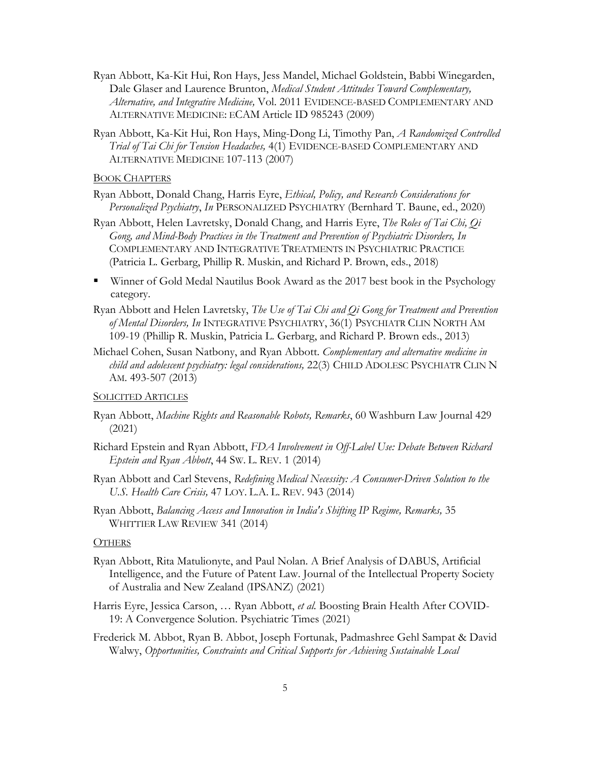Ryan Abbott, Ka-Kit Hui, Ron Hays, Jess Mandel, Michael Goldstein, Babbi Winegarden, Dale Glaser and Laurence Brunton, *Medical Student Attitudes Toward Complementary, Alternative, and Integrative Medicine,* Vol. 2011 EVIDENCE-BASED COMPLEMENTARY AND ALTERNATIVE MEDICINE: ECAM Article ID 985243 (2009)

Ryan Abbott, Ka-Kit Hui, Ron Hays, Ming-Dong Li, Timothy Pan, *A Randomized Controlled Trial of Tai Chi for Tension Headaches,* 4(1) EVIDENCE-BASED COMPLEMENTARY AND ALTERNATIVE MEDICINE 107-113 (2007)

BOOK CHAPTERS

Ryan Abbott, Donald Chang, Harris Eyre, *Ethical, Policy, and Research Considerations for Personalized Psychiatry*, *In* PERSONALIZED PSYCHIATRY (Bernhard T. Baune, ed., 2020)

Ryan Abbott, Helen Lavretsky, Donald Chang, and Harris Eyre, *The Roles of Tai Chi, Qi Gong, and Mind-Body Practices in the Treatment and Prevention of Psychiatric Disorders, In* COMPLEMENTARY AND INTEGRATIVE TREATMENTS IN PSYCHIATRIC PRACTICE (Patricia L. Gerbarg, Phillip R. Muskin, and Richard P. Brown, eds., 2018)

- Winner of Gold Medal Nautilus Book Award as the 2017 best book in the Psychology category.

Ryan Abbott and Helen Lavretsky, *The Use of Tai Chi and Qi Gong for Treatment and Prevention of Mental Disorders, In* INTEGRATIVE PSYCHIATRY, 36(1) PSYCHIATR CLIN NORTH AM 109-19 (Phillip R. Muskin, Patricia L. Gerbarg, and Richard P. Brown eds., 2013)

Michael Cohen, Susan Natbony, and Ryan Abbott. *Complementary and alternative medicine in child and adolescent psychiatry: legal considerations,* 22(3) CHILD ADOLESC PSYCHIATR CLIN N AM. 493-507 (2013)

SOLICITED ARTICLES

Ryan Abbott, *Machine Rights and Reasonable Robots, Remarks*, 60 Washburn Law Journal 429 (2021)

Richard Epstein and Ryan Abbott, *FDA Involvement in Off-Label Use: Debate Between Richard Epstein and Ryan Abbott*, 44 SW. L. REV. 1 (2014)

Ryan Abbott and Carl Stevens, *Redefining Medical Necessity: A Consumer-Driven Solution to the U.S. Health Care Crisis,* 47 LOY. L.A. L. REV. 943 (2014)

Ryan Abbott, *Balancing Access and Innovation in India's Shifting IP Regime, Remarks,* 35 WHITTIER LAW REVIEW 341 (2014)

OTHERS

Ryan Abbott, Rita Matulionyte, and Paul Nolan. A Brief Analysis of DABUS, Artificial Intelligence, and the Future of Patent Law. Journal of the Intellectual Property Society of Australia and New Zealand (IPSANZ) (2021)

Harris Eyre, Jessica Carson, … Ryan Abbott, *et al.* Boosting Brain Health After COVID-19: A Convergence Solution. Psychiatric Times (2021)

Frederick M. Abbot, Ryan B. Abbot, Joseph Fortunak, Padmashree Gehl Sampat & David Walwy, *Opportunities, Constraints and Critical Supports for Achieving Sustainable Local*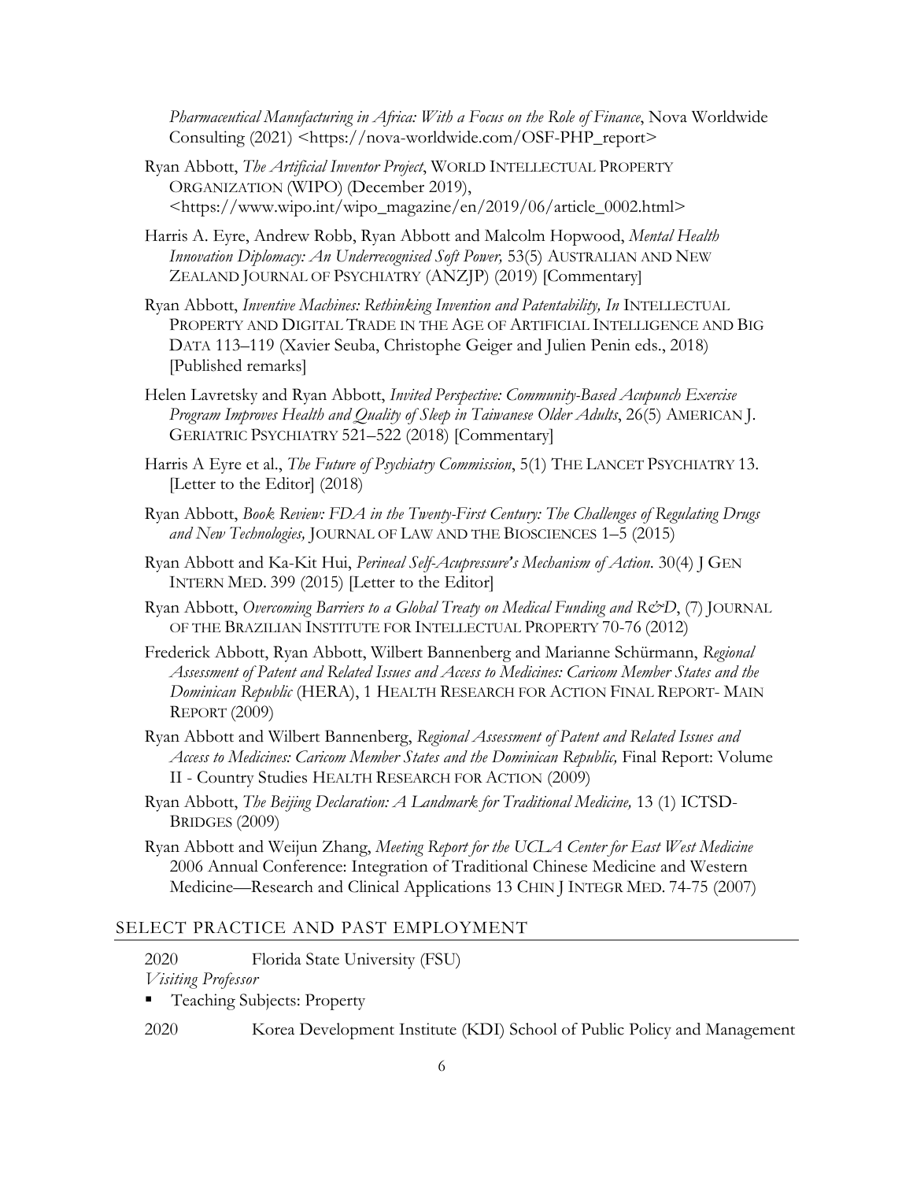*Pharmaceutical Manufacturing in Africa: With a Focus on the Role of Finance*, Nova Worldwide Consulting (2021) <https://nova-worldwide.com/OSF-PHP_report>

Ryan Abbott, *The Artificial Inventor Project*, WORLD INTELLECTUAL PROPERTY ORGANIZATION (WIPO) (December 2019), <https://www.wipo.int/wipo_magazine/en/2019/06/article_0002.html>

Harris A. Eyre, Andrew Robb, Ryan Abbott and Malcolm Hopwood, *Mental Health Innovation Diplomacy: An Underrecognised Soft Power,* 53(5) AUSTRALIAN AND NEW ZEALAND JOURNAL OF PSYCHIATRY (ANZJP) (2019) [Commentary]

Ryan Abbott, *Inventive Machines: Rethinking Invention and Patentability, In* INTELLECTUAL PROPERTY AND DIGITAL TRADE IN THE AGE OF ARTIFICIAL INTELLIGENCE AND BIG DATA 113–119 (Xavier Seuba, Christophe Geiger and Julien Penin eds., 2018) [Published remarks]

Helen Lavretsky and Ryan Abbott, *Invited Perspective: Community-Based Acupunch Exercise Program Improves Health and Quality of Sleep in Taiwanese Older Adults*, 26(5) AMERICAN J. GERIATRIC PSYCHIATRY 521–522 (2018) [Commentary]

Harris A Eyre et al., *The Future of Psychiatry Commission*, 5(1) THE LANCET PSYCHIATRY 13. [Letter to the Editor] (2018)

Ryan Abbott, *Book Review: FDA in the Twenty-First Century: The Challenges of Regulating Drugs and New Technologies,* JOURNAL OF LAW AND THE BIOSCIENCES 1–5 (2015)

Ryan Abbott and Ka-Kit Hui, *Perineal Self-Acupressure's Mechanism of Action.* 30(4) J GEN INTERN MED. 399 (2015) [Letter to the Editor]

Ryan Abbott, *Overcoming Barriers to a Global Treaty on Medical Funding and R&D*, (7) JOURNAL OF THE BRAZILIAN INSTITUTE FOR INTELLECTUAL PROPERTY 70-76 (2012)

Frederick Abbott, Ryan Abbott, Wilbert Bannenberg and Marianne Schürmann, *Regional Assessment of Patent and Related Issues and Access to Medicines: Caricom Member States and the Dominican Republic* (HERA), 1 HEALTH RESEARCH FOR ACTION FINAL REPORT- MAIN REPORT (2009)

Ryan Abbott and Wilbert Bannenberg, *Regional Assessment of Patent and Related Issues and Access to Medicines: Caricom Member States and the Dominican Republic,* Final Report: Volume II - Country Studies HEALTH RESEARCH FOR ACTION (2009)

Ryan Abbott, *The Beijing Declaration: A Landmark for Traditional Medicine,* 13 (1) ICTSD-BRIDGES (2009)

Ryan Abbott and Weijun Zhang, *Meeting Report for the UCLA Center for East West Medicine* 2006 Annual Conference: Integration of Traditional Chinese Medicine and Western Medicine—Research and Clinical Applications 13 CHIN J INTEGR MED. 74-75 (2007)

## SELECT PRACTICE AND PAST EMPLOYMENT

2020 Florida State University (FSU)

*Visiting Professor*

- Teaching Subjects: Property

2020 Korea Development Institute (KDI) School of Public Policy and Management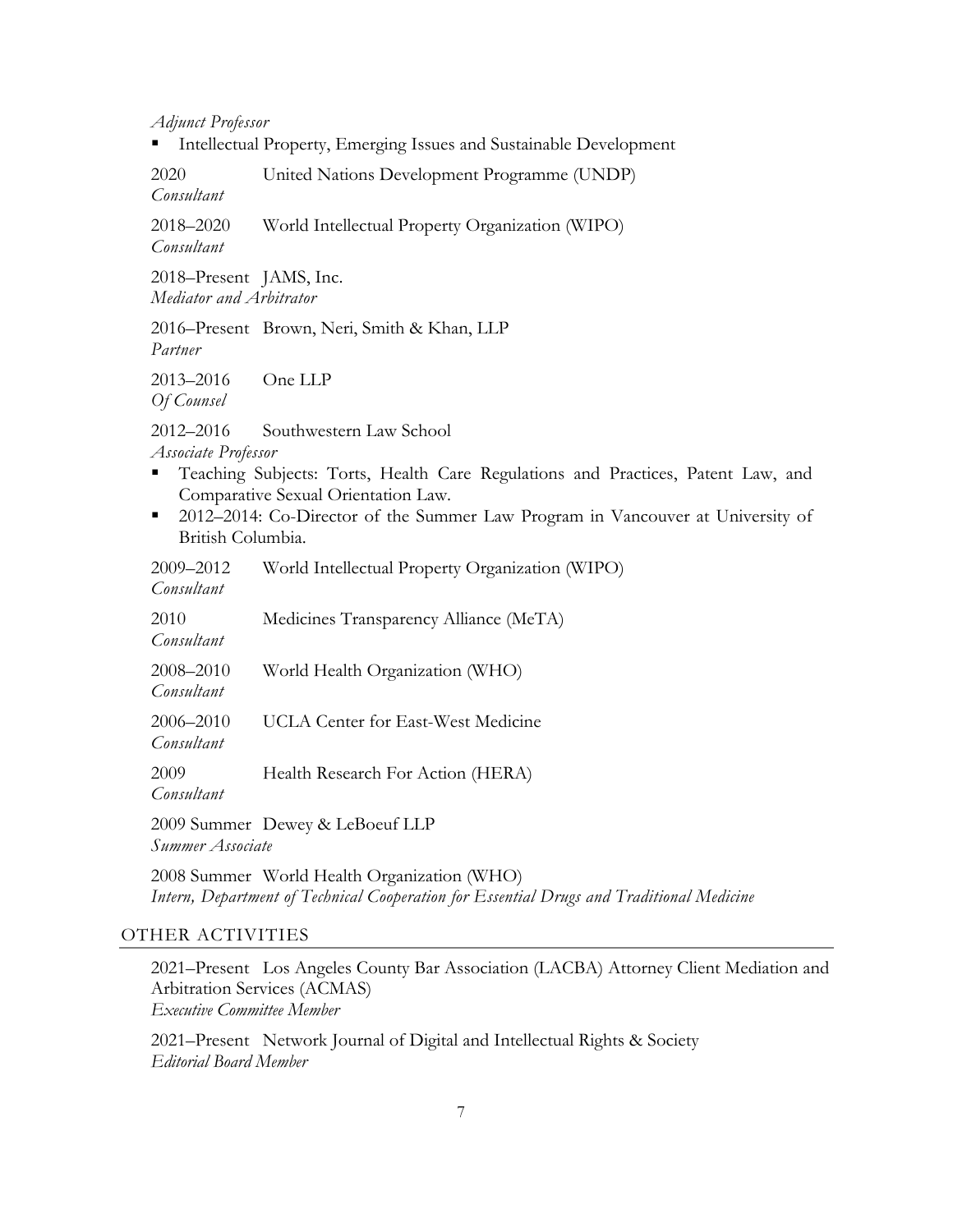*Adjunct Professor*

- Intellectual Property, Emerging Issues and Sustainable Development

2020 United Nations Development Programme (UNDP)
*Consultant*

2018–2020 World Intellectual Property Organization (WIPO)
*Consultant*

2018–Present JAMS, Inc.
*Mediator and Arbitrator*

2016–Present Brown, Neri, Smith & Khan, LLP
*Partner*

2013–2016 One LLP
*Of Counsel*

2012–2016 Southwestern Law School
*Associate Professor*

- Teaching Subjects: Torts, Health Care Regulations and Practices, Patent Law, and Comparative Sexual Orientation Law.
- 2012–2014: Co-Director of the Summer Law Program in Vancouver at University of British Columbia.

2009–2012 World Intellectual Property Organization (WIPO)
*Consultant*

2010 Medicines Transparency Alliance (MeTA)
*Consultant*

2008–2010 World Health Organization (WHO)
*Consultant*

2006–2010 UCLA Center for East-West Medicine
*Consultant*

2009 Health Research For Action (HERA)
*Consultant*

2009 Summer Dewey & LeBoeuf LLP
*Summer Associate*

2008 Summer World Health Organization (WHO)
*Intern, Department of Technical Cooperation for Essential Drugs and Traditional Medicine*

## OTHER ACTIVITIES

2021–Present Los Angeles County Bar Association (LACBA) Attorney Client Mediation and Arbitration Services (ACMAS)
*Executive Committee Member*

2021–Present Network Journal of Digital and Intellectual Rights & Society
*Editorial Board Member*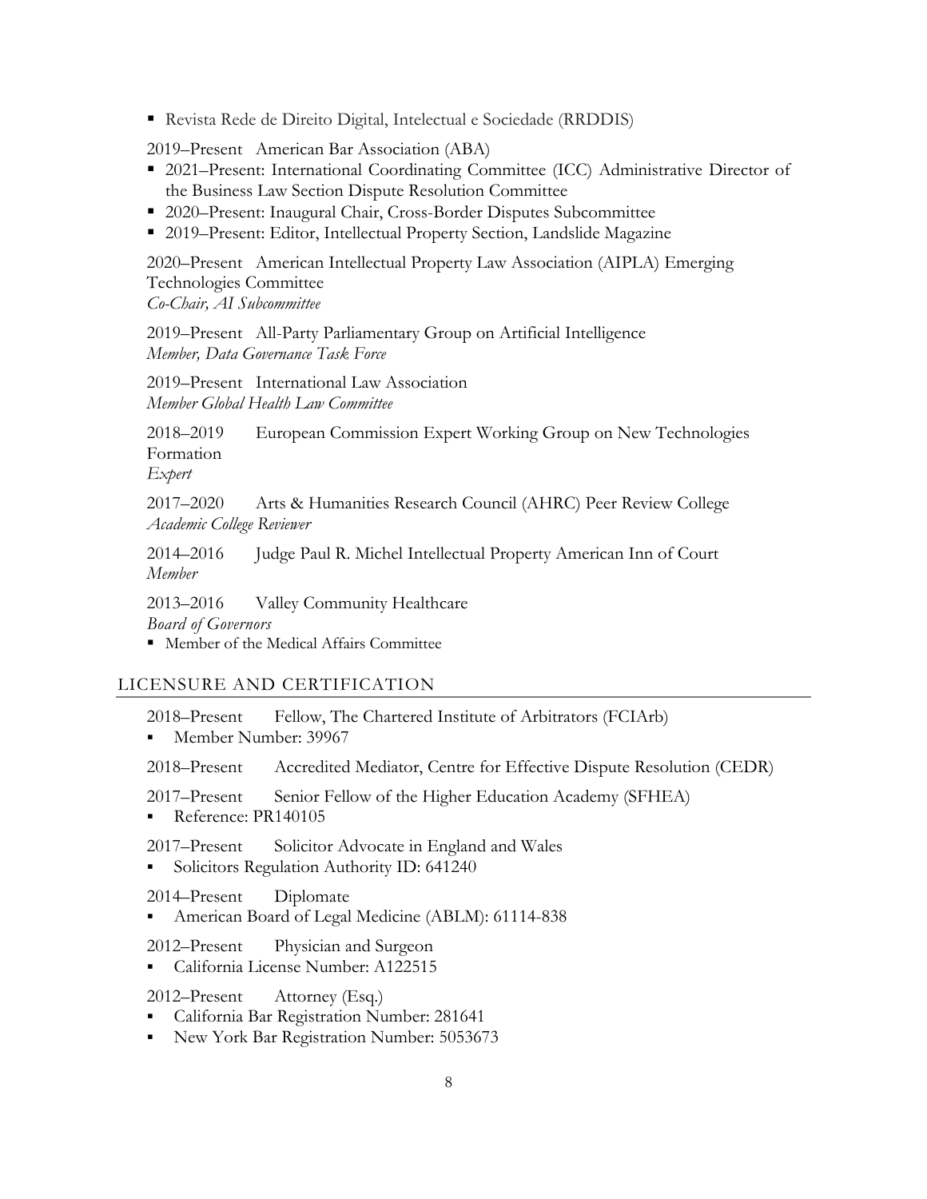- Revista Rede de Direito Digital, Intelectual e Sociedade (RRDDIS)

2019–Present American Bar Association (ABA)

- 2021–Present: International Coordinating Committee (ICC) Administrative Director of the Business Law Section Dispute Resolution Committee
- 2020–Present: Inaugural Chair, Cross-Border Disputes Subcommittee
- 2019–Present: Editor, Intellectual Property Section, Landslide Magazine

2020–Present American Intellectual Property Law Association (AIPLA) Emerging Technologies Committee
*Co-Chair, AI Subcommittee*

2019–Present All-Party Parliamentary Group on Artificial Intelligence
*Member, Data Governance Task Force*

2019–Present International Law Association
*Member Global Health Law Committee*

2018–2019 European Commission Expert Working Group on New Technologies Formation
*Expert*

2017–2020 Arts & Humanities Research Council (AHRC) Peer Review College
*Academic College Reviewer*

2014–2016 Judge Paul R. Michel Intellectual Property American Inn of Court
*Member*

2013–2016 Valley Community Healthcare
*Board of Governors*

- Member of the Medical Affairs Committee

## LICENSURE AND CERTIFICATION

2018–Present Fellow, The Chartered Institute of Arbitrators (FCIArb)

- Member Number: 39967

2018–Present Accredited Mediator, Centre for Effective Dispute Resolution (CEDR)

2017–Present Senior Fellow of the Higher Education Academy (SFHEA)

- Reference: PR140105

2017–Present Solicitor Advocate in England and Wales

- Solicitors Regulation Authority ID: 641240

2014–Present Diplomate

- American Board of Legal Medicine (ABLM): 61114-838

2012–Present Physician and Surgeon

- California License Number: A122515

2012–Present Attorney (Esq.)

- California Bar Registration Number: 281641
- New York Bar Registration Number: 5053673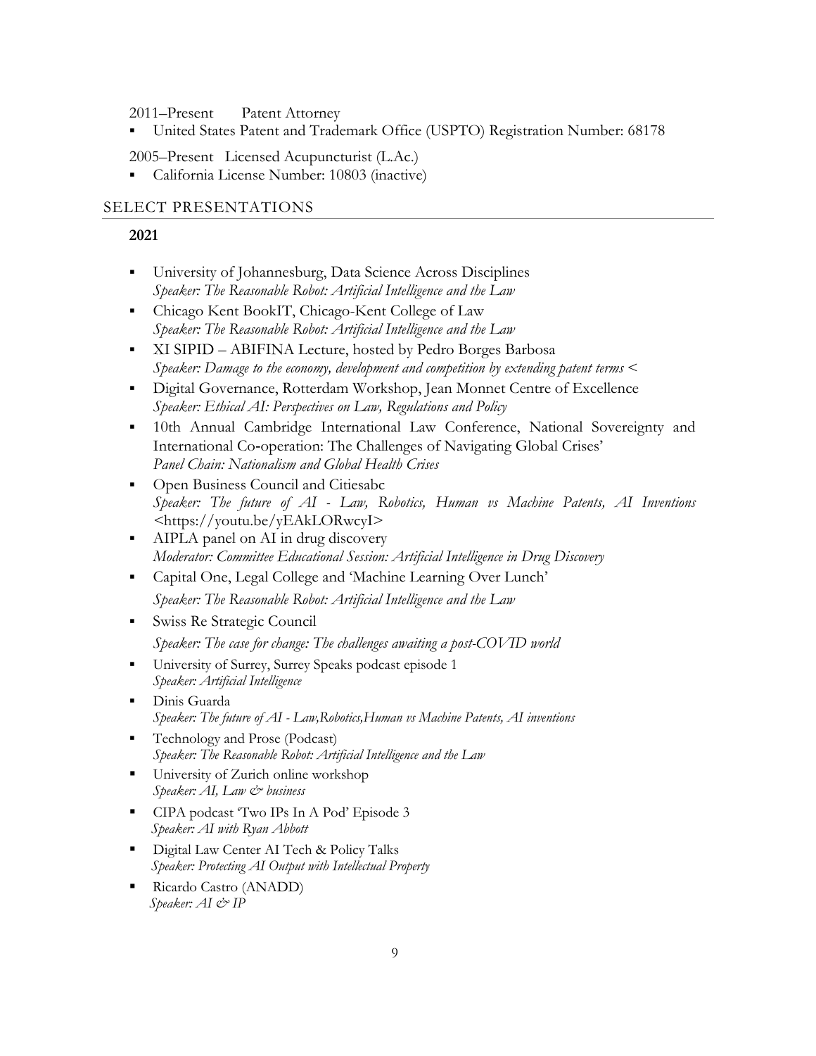2011–Present Patent Attorney

- United States Patent and Trademark Office (USPTO) Registration Number: 68178

2005–Present Licensed Acupuncturist (L.Ac.)

- California License Number: 10803 (inactive)

## SELECT PRESENTATIONS

### 2021

- University of Johannesburg, Data Science Across Disciplines
  *Speaker: The Reasonable Robot: Artificial Intelligence and the Law*
- Chicago Kent BookIT, Chicago-Kent College of Law
  *Speaker: The Reasonable Robot: Artificial Intelligence and the Law*
- XI SIPID – ABIFINA Lecture, hosted by Pedro Borges Barbosa
  *Speaker: Damage to the economy, development and competition by extending patent terms <*
- Digital Governance, Rotterdam Workshop, Jean Monnet Centre of Excellence
  *Speaker: Ethical AI: Perspectives on Law, Regulations and Policy*
- 10th Annual Cambridge International Law Conference, National Sovereignty and International Co-operation: The Challenges of Navigating Global Crises'
  *Panel Chain: Nationalism and Global Health Crises*
- Open Business Council and Citiesabc
  *Speaker: The future of AI - Law, Robotics, Human vs Machine Patents, AI Inventions* <https://youtu.be/yEAkLORwcyI>
- AIPLA panel on AI in drug discovery
  *Moderator: Committee Educational Session: Artificial Intelligence in Drug Discovery*
- Capital One, Legal College and 'Machine Learning Over Lunch'
  *Speaker: The Reasonable Robot: Artificial Intelligence and the Law*
- Swiss Re Strategic Council
  *Speaker: The case for change: The challenges awaiting a post-COVID world*
- University of Surrey, Surrey Speaks podcast episode 1
  *Speaker: Artificial Intelligence*
- Dinis Guarda
  *Speaker: The future of AI - Law,Robotics,Human vs Machine Patents, AI inventions*
- Technology and Prose (Podcast)
  *Speaker: The Reasonable Robot: Artificial Intelligence and the Law*
- University of Zurich online workshop
  *Speaker: AI, Law & business*
- CIPA podcast 'Two IPs In A Pod' Episode 3
  *Speaker: AI with Ryan Abbott*
- Digital Law Center AI Tech & Policy Talks
  *Speaker: Protecting AI Output with Intellectual Property*
- Ricardo Castro (ANADD)
  *Speaker: AI & IP*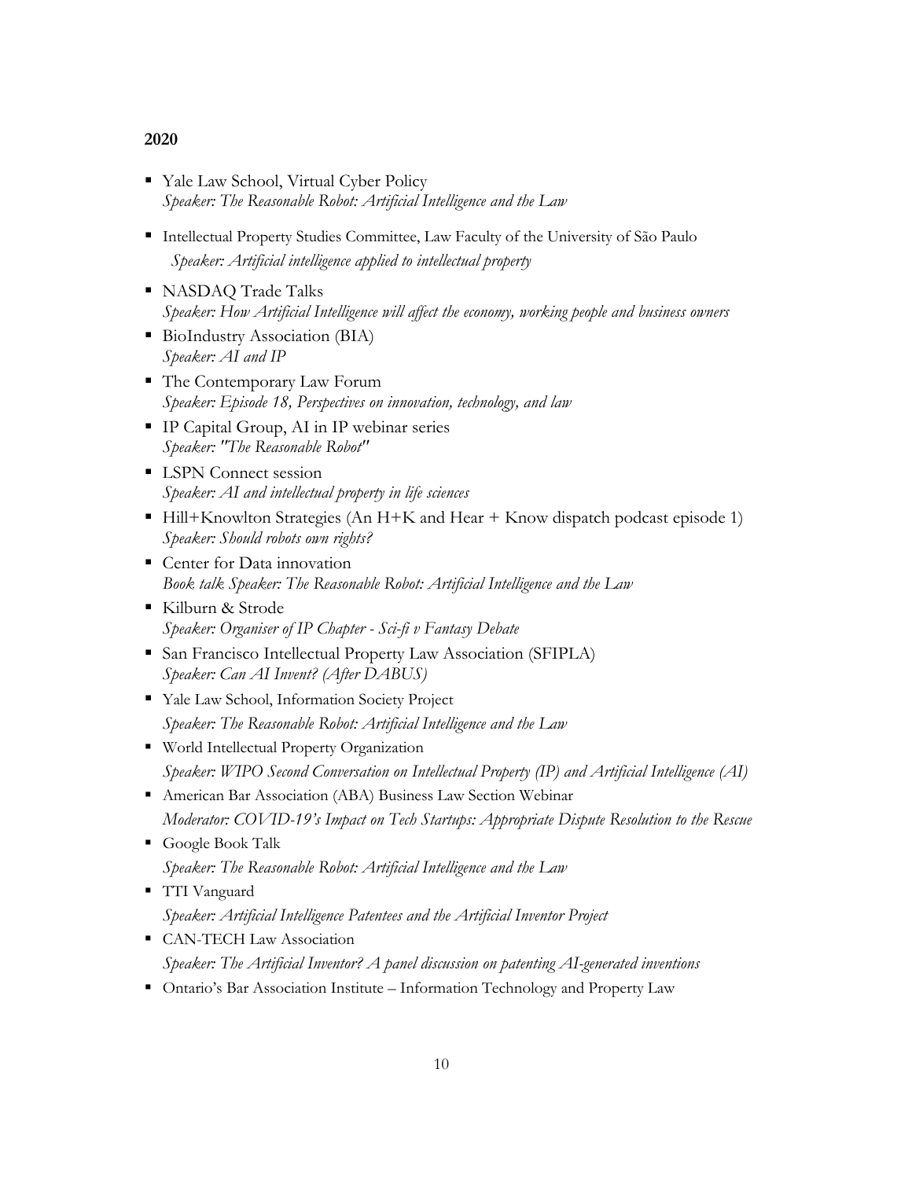**2020**

- Yale Law School, Virtual Cyber Policy
  *Speaker: The Reasonable Robot: Artificial Intelligence and the Law*
- Intellectual Property Studies Committee, Law Faculty of the University of São Paulo
  *Speaker: Artificial intelligence applied to intellectual property*
- NASDAQ Trade Talks
  *Speaker: How Artificial Intelligence will affect the economy, working people and business owners*
- BioIndustry Association (BIA)
  *Speaker: AI and IP*
- The Contemporary Law Forum
  *Speaker: Episode 18, Perspectives on innovation, technology, and law*
- IP Capital Group, AI in IP webinar series
  *Speaker: "The Reasonable Robot"*
- LSPN Connect session
  *Speaker: AI and intellectual property in life sciences*
- Hill+Knowlton Strategies (An H+K and Hear + Know dispatch podcast episode 1)
  *Speaker: Should robots own rights?*
- Center for Data innovation
  *Book talk Speaker: The Reasonable Robot: Artificial Intelligence and the Law*
- Kilburn & Strode
  *Speaker: Organiser of IP Chapter - Sci-fi v Fantasy Debate*
- San Francisco Intellectual Property Law Association (SFIPLA)
  *Speaker: Can AI Invent? (After DABUS)*
- Yale Law School, Information Society Project
  *Speaker: The Reasonable Robot: Artificial Intelligence and the Law*
- World Intellectual Property Organization
  *Speaker: WIPO Second Conversation on Intellectual Property (IP) and Artificial Intelligence (AI)*
- American Bar Association (ABA) Business Law Section Webinar
  *Moderator: COVID-19's Impact on Tech Startups: Appropriate Dispute Resolution to the Rescue*
- Google Book Talk
  *Speaker: The Reasonable Robot: Artificial Intelligence and the Law*
- TTI Vanguard
  *Speaker: Artificial Intelligence Patentees and the Artificial Inventor Project*
- CAN-TECH Law Association
  *Speaker: The Artificial Inventor? A panel discussion on patenting AI-generated inventions*
- Ontario's Bar Association Institute – Information Technology and Property Law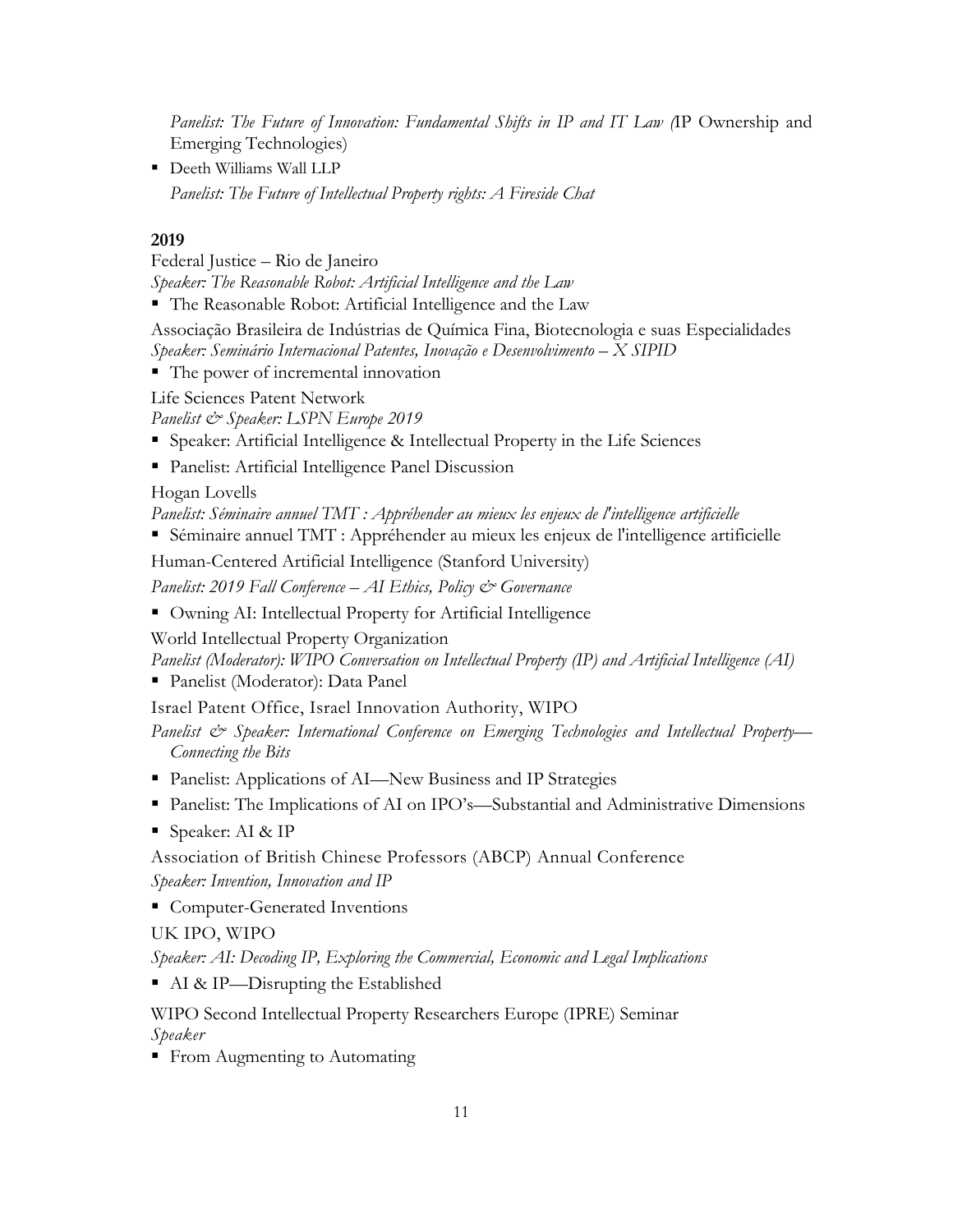*Panelist: The Future of Innovation: Fundamental Shifts in IP and IT Law (*IP Ownership and Emerging Technologies)

- Deeth Williams Wall LLP

  *Panelist: The Future of Intellectual Property rights: A Fireside Chat*

**2019**

Federal Justice – Rio de Janeiro
*Speaker: The Reasonable Robot: Artificial Intelligence and the Law*

- The Reasonable Robot: Artificial Intelligence and the Law

Associação Brasileira de Indústrias de Química Fina, Biotecnologia e suas Especialidades
*Speaker: Seminário Internacional Patentes, Inovação e Desenvolvimento – X SIPID*

- The power of incremental innovation

Life Sciences Patent Network
*Panelist & Speaker: LSPN Europe 2019*

- Speaker: Artificial Intelligence & Intellectual Property in the Life Sciences
- Panelist: Artificial Intelligence Panel Discussion

Hogan Lovells
*Panelist: Séminaire annuel TMT : Appréhender au mieux les enjeux de l'intelligence artificielle*

- Séminaire annuel TMT : Appréhender au mieux les enjeux de l'intelligence artificielle

Human-Centered Artificial Intelligence (Stanford University)
*Panelist: 2019 Fall Conference – AI Ethics, Policy & Governance*

- Owning AI: Intellectual Property for Artificial Intelligence

World Intellectual Property Organization
*Panelist (Moderator): WIPO Conversation on Intellectual Property (IP) and Artificial Intelligence (AI)*

- Panelist (Moderator): Data Panel

Israel Patent Office, Israel Innovation Authority, WIPO
*Panelist & Speaker: International Conference on Emerging Technologies and Intellectual Property—Connecting the Bits*

- Panelist: Applications of AI—New Business and IP Strategies
- Panelist: The Implications of AI on IPO's—Substantial and Administrative Dimensions
- Speaker: AI & IP

Association of British Chinese Professors (ABCP) Annual Conference
*Speaker: Invention, Innovation and IP*

- Computer-Generated Inventions

UK IPO, WIPO
*Speaker: AI: Decoding IP, Exploring the Commercial, Economic and Legal Implications*

- AI & IP—Disrupting the Established

WIPO Second Intellectual Property Researchers Europe (IPRE) Seminar
*Speaker*

- From Augmenting to Automating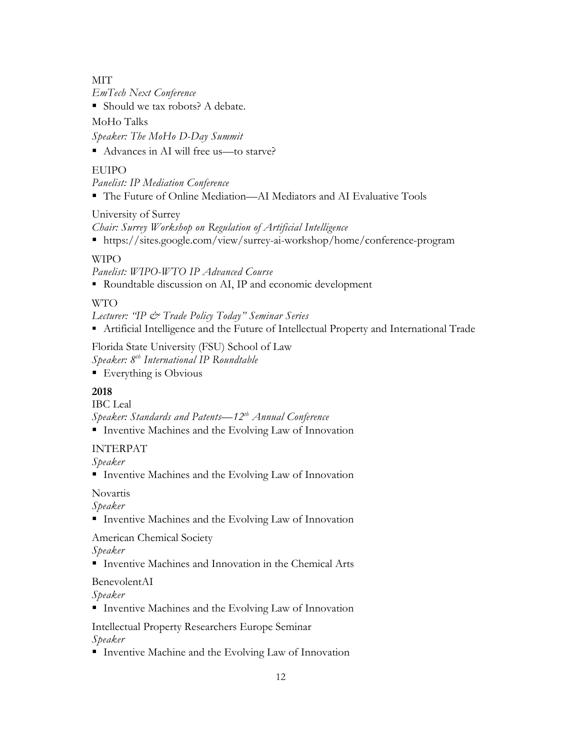MIT

*EmTech Next Conference*

- Should we tax robots? A debate.

MoHo Talks

*Speaker: The MoHo D-Day Summit*

- Advances in AI will free us—to starve?

EUIPO

*Panelist: IP Mediation Conference*

- The Future of Online Mediation—AI Mediators and AI Evaluative Tools

University of Surrey

*Chair: Surrey Workshop on Regulation of Artificial Intelligence*

- https://sites.google.com/view/surrey-ai-workshop/home/conference-program

WIPO

*Panelist: WIPO-WTO IP Advanced Course*

- Roundtable discussion on AI, IP and economic development

WTO

*Lecturer: "IP & Trade Policy Today" Seminar Series*

- Artificial Intelligence and the Future of Intellectual Property and International Trade

Florida State University (FSU) School of Law

*Speaker: 8th International IP Roundtable*

- Everything is Obvious

**2018**

IBC Leal

*Speaker: Standards and Patents—12th Annual Conference*

- Inventive Machines and the Evolving Law of Innovation

INTERPAT

*Speaker*

- Inventive Machines and the Evolving Law of Innovation

Novartis

*Speaker*

- Inventive Machines and the Evolving Law of Innovation

American Chemical Society

*Speaker*

- Inventive Machines and Innovation in the Chemical Arts

BenevolentAI

*Speaker*

- Inventive Machines and the Evolving Law of Innovation

Intellectual Property Researchers Europe Seminar

*Speaker*

- Inventive Machine and the Evolving Law of Innovation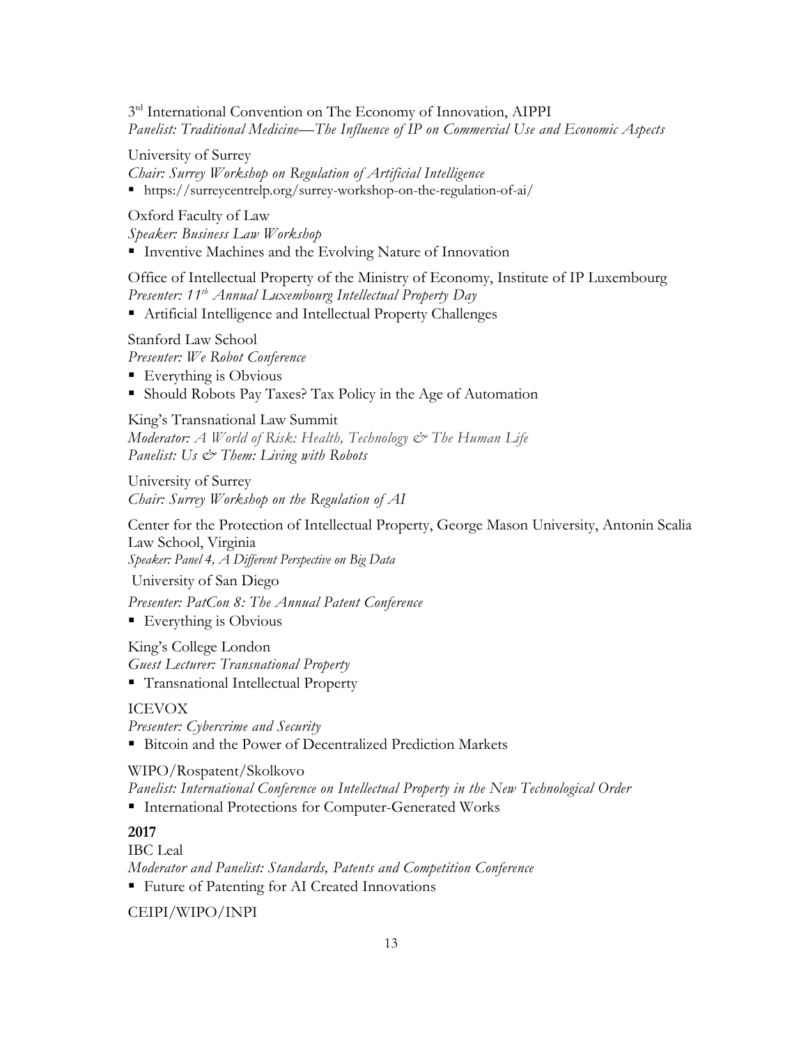3rd International Convention on The Economy of Innovation, AIPPI
*Panelist: Traditional Medicine—The Influence of IP on Commercial Use and Economic Aspects*

University of Surrey
*Chair: Surrey Workshop on Regulation of Artificial Intelligence*
- https://surreycentrelp.org/surrey-workshop-on-the-regulation-of-ai/

Oxford Faculty of Law
*Speaker: Business Law Workshop*
- Inventive Machines and the Evolving Nature of Innovation

Office of Intellectual Property of the Ministry of Economy, Institute of IP Luxembourg
*Presenter: 11th Annual Luxembourg Intellectual Property Day*
- Artificial Intelligence and Intellectual Property Challenges

Stanford Law School
*Presenter: We Robot Conference*
- Everything is Obvious
- Should Robots Pay Taxes? Tax Policy in the Age of Automation

King's Transnational Law Summit
*Moderator: A World of Risk: Health, Technology & The Human Life*
*Panelist: Us & Them: Living with Robots*

University of Surrey
*Chair: Surrey Workshop on the Regulation of AI*

Center for the Protection of Intellectual Property, George Mason University, Antonin Scalia Law School, Virginia
*Speaker: Panel 4, A Different Perspective on Big Data*

University of San Diego
*Presenter: PatCon 8: The Annual Patent Conference*
- Everything is Obvious

King's College London
*Guest Lecturer: Transnational Property*
- Transnational Intellectual Property

ICEVOX
*Presenter: Cybercrime and Security*
- Bitcoin and the Power of Decentralized Prediction Markets

WIPO/Rospatent/Skolkovo
*Panelist: International Conference on Intellectual Property in the New Technological Order*
- International Protections for Computer-Generated Works

**2017**

IBC Leal
*Moderator and Panelist: Standards, Patents and Competition Conference*
- Future of Patenting for AI Created Innovations

CEIPI/WIPO/INPI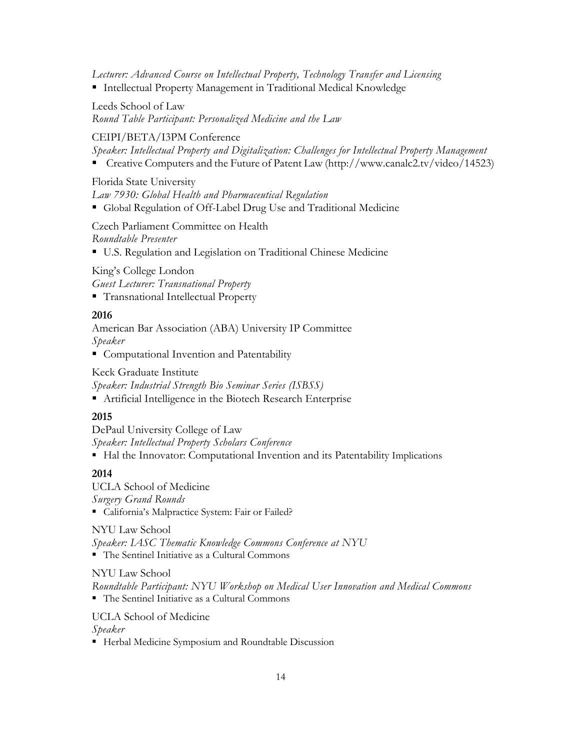*Lecturer: Advanced Course on Intellectual Property, Technology Transfer and Licensing*

- Intellectual Property Management in Traditional Medical Knowledge

Leeds School of Law
*Round Table Participant: Personalized Medicine and the Law*

CEIPI/BETA/I3PM Conference
*Speaker: Intellectual Property and Digitalization: Challenges for Intellectual Property Management*

- Creative Computers and the Future of Patent Law (http://www.canalc2.tv/video/14523)

Florida State University
*Law 7930: Global Health and Pharmaceutical Regulation*

- Global Regulation of Off-Label Drug Use and Traditional Medicine

Czech Parliament Committee on Health
*Roundtable Presenter*

- U.S. Regulation and Legislation on Traditional Chinese Medicine

King's College London
*Guest Lecturer: Transnational Property*

- Transnational Intellectual Property

**2016**

American Bar Association (ABA) University IP Committee
*Speaker*

- Computational Invention and Patentability

Keck Graduate Institute
*Speaker: Industrial Strength Bio Seminar Series (ISBSS)*

- Artificial Intelligence in the Biotech Research Enterprise

**2015**

DePaul University College of Law
*Speaker: Intellectual Property Scholars Conference*

- Hal the Innovator: Computational Invention and its Patentability Implications

**2014**

UCLA School of Medicine
*Surgery Grand Rounds*

- California's Malpractice System: Fair or Failed?

NYU Law School
*Speaker: IASC Thematic Knowledge Commons Conference at NYU*

- The Sentinel Initiative as a Cultural Commons

NYU Law School
*Roundtable Participant: NYU Workshop on Medical User Innovation and Medical Commons*

- The Sentinel Initiative as a Cultural Commons

UCLA School of Medicine
*Speaker*

- Herbal Medicine Symposium and Roundtable Discussion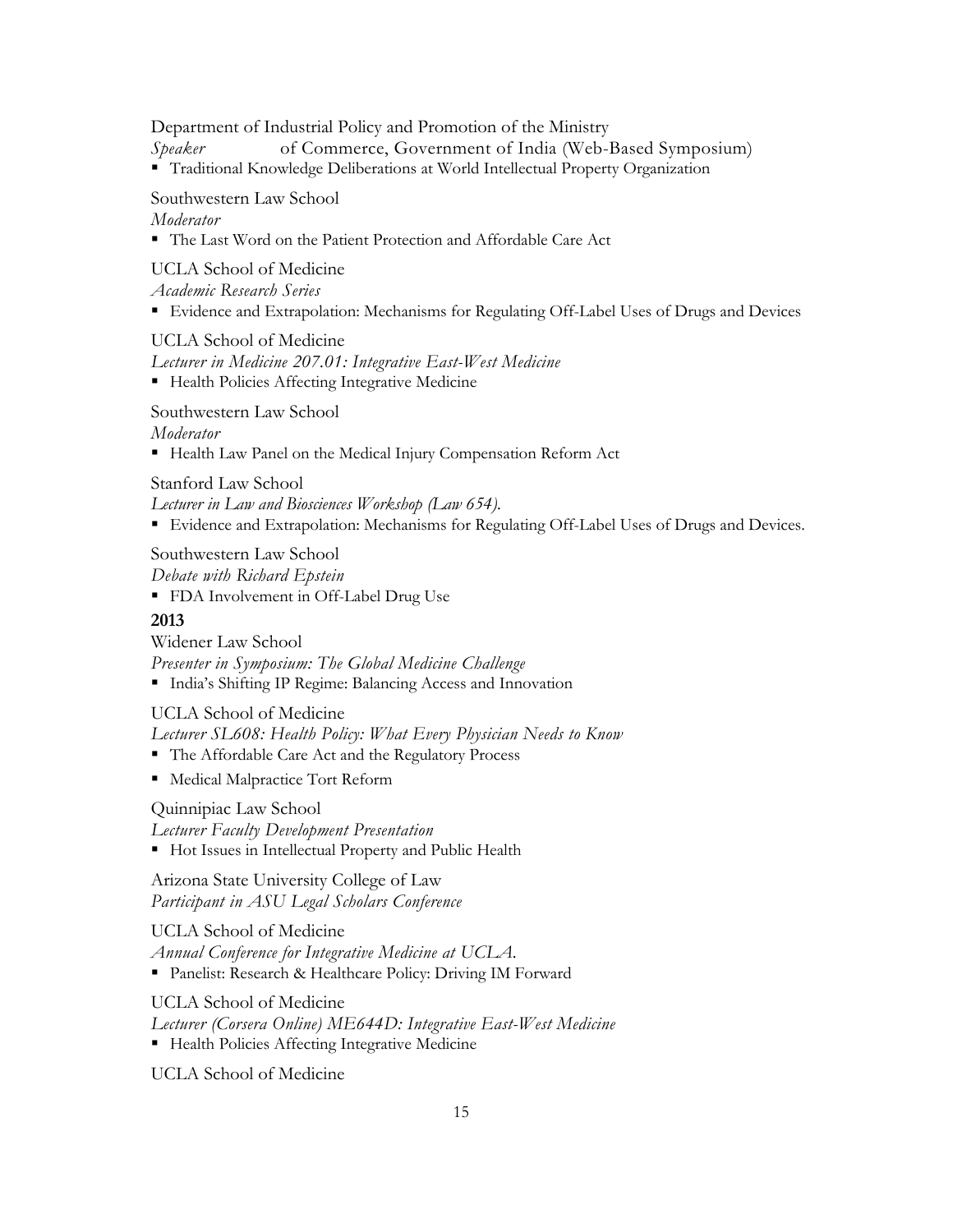Department of Industrial Policy and Promotion of the Ministry
*Speaker* of Commerce, Government of India (Web-Based Symposium)

- Traditional Knowledge Deliberations at World Intellectual Property Organization

Southwestern Law School
*Moderator*

- The Last Word on the Patient Protection and Affordable Care Act

UCLA School of Medicine
*Academic Research Series*

- Evidence and Extrapolation: Mechanisms for Regulating Off-Label Uses of Drugs and Devices

UCLA School of Medicine
*Lecturer in Medicine 207.01: Integrative East-West Medicine*

- Health Policies Affecting Integrative Medicine

Southwestern Law School
*Moderator*

- Health Law Panel on the Medical Injury Compensation Reform Act

Stanford Law School
*Lecturer in Law and Biosciences Workshop (Law 654).*

- Evidence and Extrapolation: Mechanisms for Regulating Off-Label Uses of Drugs and Devices.

Southwestern Law School
*Debate with Richard Epstein*

- FDA Involvement in Off-Label Drug Use

**2013**

Widener Law School
*Presenter in Symposium: The Global Medicine Challenge*

- India's Shifting IP Regime: Balancing Access and Innovation

UCLA School of Medicine
*Lecturer SL608: Health Policy: What Every Physician Needs to Know*

- The Affordable Care Act and the Regulatory Process
- Medical Malpractice Tort Reform

Quinnipiac Law School
*Lecturer Faculty Development Presentation*

- Hot Issues in Intellectual Property and Public Health

Arizona State University College of Law
*Participant in ASU Legal Scholars Conference*

UCLA School of Medicine
*Annual Conference for Integrative Medicine at UCLA.*

- Panelist: Research & Healthcare Policy: Driving IM Forward

UCLA School of Medicine
*Lecturer (Corsera Online) ME644D: Integrative East-West Medicine*

- Health Policies Affecting Integrative Medicine

UCLA School of Medicine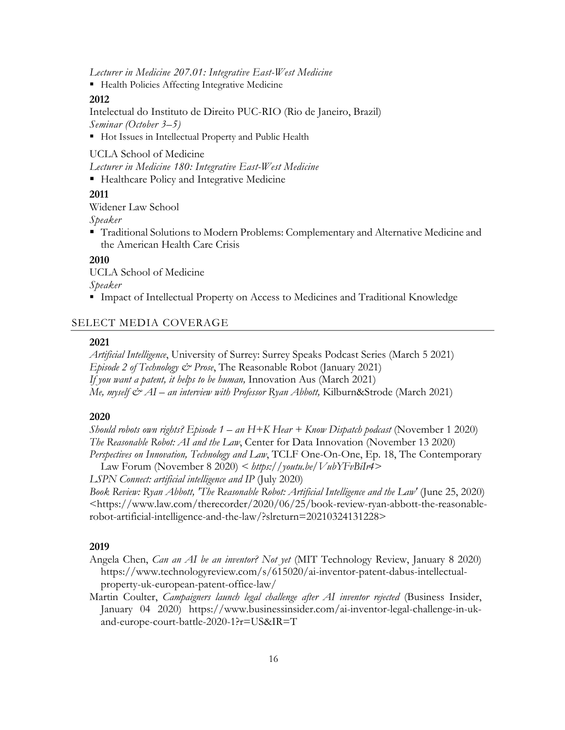*Lecturer in Medicine 207.01: Integrative East-West Medicine*

- Health Policies Affecting Integrative Medicine

**2012**

Intelectual do Instituto de Direito PUC-RIO (Rio de Janeiro, Brazil)
*Seminar (October 3–5)*

- Hot Issues in Intellectual Property and Public Health

UCLA School of Medicine
*Lecturer in Medicine 180: Integrative East-West Medicine*

- Healthcare Policy and Integrative Medicine

**2011**

Widener Law School
*Speaker*

- Traditional Solutions to Modern Problems: Complementary and Alternative Medicine and the American Health Care Crisis

**2010**

UCLA School of Medicine
*Speaker*

- Impact of Intellectual Property on Access to Medicines and Traditional Knowledge

## SELECT MEDIA COVERAGE

**2021**

*Artificial Intelligence*, University of Surrey: Surrey Speaks Podcast Series (March 5 2021)
*Episode 2 of Technology & Prose*, The Reasonable Robot (January 2021)
*If you want a patent, it helps to be human,* Innovation Aus (March 2021)
*Me, myself & AI – an interview with Professor Ryan Abbott,* Kilburn&Strode (March 2021)

**2020**

*Should robots own rights? Episode 1 – an H+K Hear + Know Dispatch podcast* (November 1 2020)
*The Reasonable Robot: AI and the Law*, Center for Data Innovation (November 13 2020)
*Perspectives on Innovation, Technology and Law*, TCLF One-On-One, Ep. 18, The Contemporary Law Forum (November 8 2020) *< https://youtu.be/VubYFvBiIr4>*
*LSPN Connect: artificial intelligence and IP* (July 2020)
*Book Review: Ryan Abbott, 'The Reasonable Robot: Artificial Intelligence and the Law'* (June 25, 2020) <https://www.law.com/therecorder/2020/06/25/book-review-ryan-abbott-the-reasonable-robot-artificial-intelligence-and-the-law/?slreturn=20210324131228>

**2019**

Angela Chen, *Can an AI be an inventor? Not yet* (MIT Technology Review, January 8 2020) https://www.technologyreview.com/s/615020/ai-inventor-patent-dabus-intellectual-property-uk-european-patent-office-law/

Martin Coulter, *Campaigners launch legal challenge after AI inventor rejected* (Business Insider, January 04 2020) https://www.businessinsider.com/ai-inventor-legal-challenge-in-uk-and-europe-court-battle-2020-1?r=US&IR=T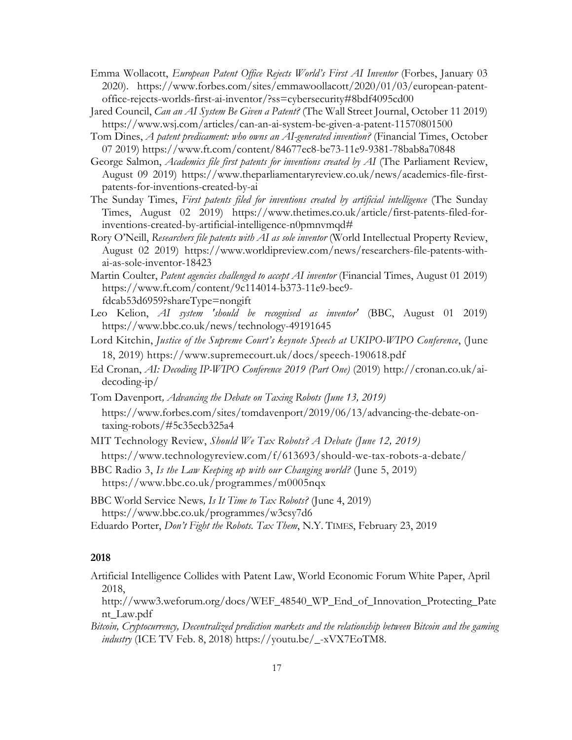Emma Wollacott, *European Patent Office Rejects World's First AI Inventor* (Forbes, January 03 2020). https://www.forbes.com/sites/emmawoollacott/2020/01/03/european-patent-office-rejects-worlds-first-ai-inventor/?ss=cybersecurity#8bdf4095cd00

Jared Council, *Can an AI System Be Given a Patent?* (The Wall Street Journal, October 11 2019) https://www.wsj.com/articles/can-an-ai-system-be-given-a-patent-11570801500

Tom Dines, *A patent predicament: who owns an AI-generated invention?* (Financial Times, October 07 2019) https://www.ft.com/content/84677ec8-be73-11e9-9381-78bab8a70848

George Salmon, *Academics file first patents for inventions created by AI* (The Parliament Review, August 09 2019) https://www.theparliamentaryreview.co.uk/news/academics-file-first-patents-for-inventions-created-by-ai

The Sunday Times, *First patents filed for inventions created by artificial intelligence* (The Sunday Times, August 02 2019) https://www.thetimes.co.uk/article/first-patents-filed-for-inventions-created-by-artificial-intelligence-n0pmnvmqd#

Rory O'Neill, *Researchers file patents with AI as sole inventor* (World Intellectual Property Review, August 02 2019) https://www.worldipreview.com/news/researchers-file-patents-with-ai-as-sole-inventor-18423

Martin Coulter, *Patent agencies challenged to accept AI inventor* (Financial Times, August 01 2019) https://www.ft.com/content/9c114014-b373-11e9-bec9-fdcab53d6959?shareType=nongift

Leo Kelion, *AI system 'should be recognised as inventor'* (BBC, August 01 2019) https://www.bbc.co.uk/news/technology-49191645

Lord Kitchin, *Justice of the Supreme Court's keynote Speech at UKIPO-WIPO Conference*, (June 18, 2019) https://www.supremecourt.uk/docs/speech-190618.pdf

Ed Cronan, *AI: Decoding IP-WIPO Conference 2019 (Part One)* (2019) http://cronan.co.uk/ai-decoding-ip/

Tom Davenport*, Advancing the Debate on Taxing Robots (June 13, 2019)* https://www.forbes.com/sites/tomdavenport/2019/06/13/advancing-the-debate-on-taxing-robots/#5c35ecb325a4

MIT Technology Review, *Should We Tax Robots? A Debate (June 12, 2019)* https://www.technologyreview.com/f/613693/should-we-tax-robots-a-debate/

BBC Radio 3, *Is the Law Keeping up with our Changing world?* (June 5, 2019) https://www.bbc.co.uk/programmes/m0005nqx

BBC World Service News*, Is It Time to Tax Robots?* (June 4, 2019) https://www.bbc.co.uk/programmes/w3csy7d6

Eduardo Porter, *Don't Fight the Robots. Tax Them*, N.Y. TIMES, February 23, 2019

## 2018

Artificial Intelligence Collides with Patent Law, World Economic Forum White Paper, April 2018, http://www3.weforum.org/docs/WEF_48540_WP_End_of_Innovation_Protecting_Patent_Law.pdf

*Bitcoin, Cryptocurrency, Decentralized prediction markets and the relationship between Bitcoin and the gaming industry* (ICE TV Feb. 8, 2018) https://youtu.be/_-xVX7EoTM8.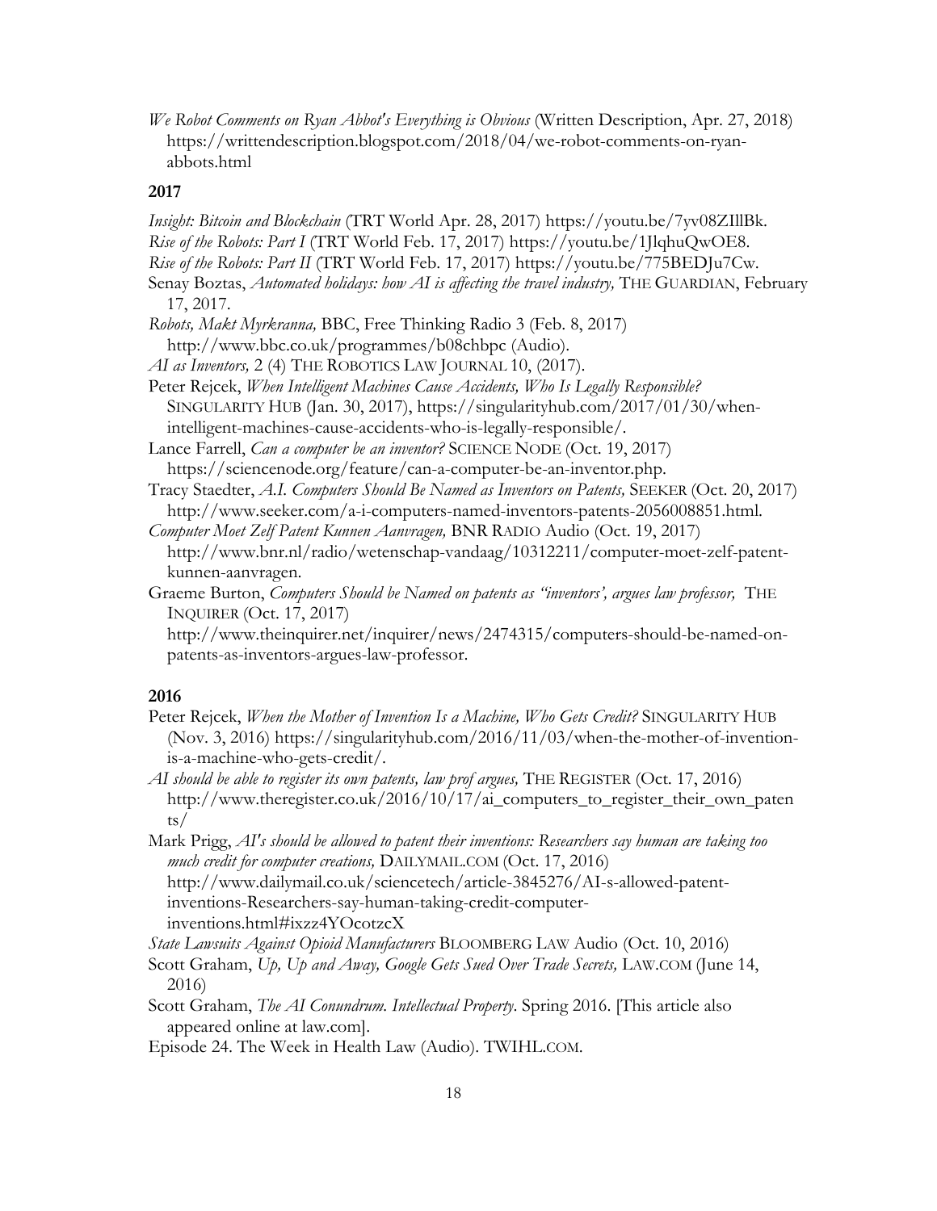*We Robot Comments on Ryan Abbot's Everything is Obvious* (Written Description, Apr. 27, 2018) https://writtendescription.blogspot.com/2018/04/we-robot-comments-on-ryan-abbots.html

**2017**

*Insight: Bitcoin and Blockchain* (TRT World Apr. 28, 2017) https://youtu.be/7yv08ZIllBk.

*Rise of the Robots: Part I* (TRT World Feb. 17, 2017) https://youtu.be/1JlqhuQwOE8.

*Rise of the Robots: Part II* (TRT World Feb. 17, 2017) https://youtu.be/775BEDJu7Cw.

Senay Boztas, *Automated holidays: how AI is affecting the travel industry,* THE GUARDIAN, February 17, 2017.

*Robots, Makt Myrkranna,* BBC, Free Thinking Radio 3 (Feb. 8, 2017) http://www.bbc.co.uk/programmes/b08chbpc (Audio).

*AI as Inventors,* 2 (4) THE ROBOTICS LAW JOURNAL 10, (2017).

Peter Rejcek, *When Intelligent Machines Cause Accidents, Who Is Legally Responsible?* SINGULARITY HUB (Jan. 30, 2017), https://singularityhub.com/2017/01/30/when-intelligent-machines-cause-accidents-who-is-legally-responsible/.

Lance Farrell, *Can a computer be an inventor?* SCIENCE NODE (Oct. 19, 2017) https://sciencenode.org/feature/can-a-computer-be-an-inventor.php.

Tracy Staedter, *A.I. Computers Should Be Named as Inventors on Patents,* SEEKER (Oct. 20, 2017) http://www.seeker.com/a-i-computers-named-inventors-patents-2056008851.html.

*Computer Moet Zelf Patent Kunnen Aanvragen,* BNR RADIO Audio (Oct. 19, 2017) http://www.bnr.nl/radio/wetenschap-vandaag/10312211/computer-moet-zelf-patent-kunnen-aanvragen.

Graeme Burton, *Computers Should be Named on patents as "inventors', argues law professor,* THE INQUIRER (Oct. 17, 2017) http://www.theinquirer.net/inquirer/news/2474315/computers-should-be-named-on-patents-as-inventors-argues-law-professor.

**2016**

Peter Rejcek, *When the Mother of Invention Is a Machine, Who Gets Credit?* SINGULARITY HUB (Nov. 3, 2016) https://singularityhub.com/2016/11/03/when-the-mother-of-invention-is-a-machine-who-gets-credit/.

*AI should be able to register its own patents, law prof argues,* THE REGISTER (Oct. 17, 2016) http://www.theregister.co.uk/2016/10/17/ai_computers_to_register_their_own_patents/

Mark Prigg, *AI's should be allowed to patent their inventions: Researchers say human are taking too much credit for computer creations,* DAILYMAIL.COM (Oct. 17, 2016) http://www.dailymail.co.uk/sciencetech/article-3845276/AI-s-allowed-patent-inventions-Researchers-say-human-taking-credit-computer-inventions.html#ixzz4YOcotzcX

*State Lawsuits Against Opioid Manufacturers* BLOOMBERG LAW Audio (Oct. 10, 2016)

Scott Graham, *Up, Up and Away, Google Gets Sued Over Trade Secrets,* LAW.COM (June 14, 2016)

Scott Graham, *The AI Conundrum. Intellectual Property*. Spring 2016. [This article also appeared online at law.com].

Episode 24. The Week in Health Law (Audio). TWIHL.COM.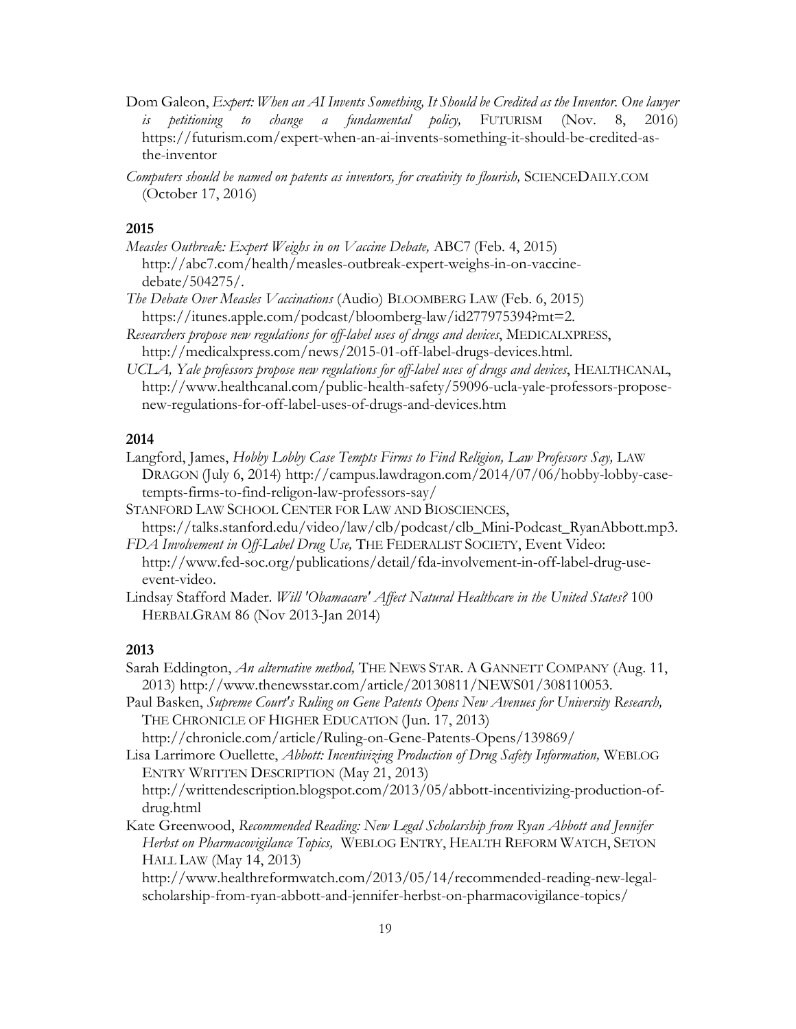Dom Galeon, *Expert: When an AI Invents Something, It Should be Credited as the Inventor. One lawyer is petitioning to change a fundamental policy,* FUTURISM (Nov. 8, 2016) https://futurism.com/expert-when-an-ai-invents-something-it-should-be-credited-as-the-inventor

*Computers should be named on patents as inventors, for creativity to flourish,* SCIENCEDAILY.COM (October 17, 2016)

**2015**

*Measles Outbreak: Expert Weighs in on Vaccine Debate,* ABC7 (Feb. 4, 2015) http://abc7.com/health/measles-outbreak-expert-weighs-in-on-vaccine-debate/504275/.

*The Debate Over Measles Vaccinations* (Audio) BLOOMBERG LAW (Feb. 6, 2015) https://itunes.apple.com/podcast/bloomberg-law/id277975394?mt=2.

*Researchers propose new regulations for off-label uses of drugs and devices*, MEDICALXPRESS, http://medicalxpress.com/news/2015-01-off-label-drugs-devices.html.

*UCLA, Yale professors propose new regulations for off-label uses of drugs and devices*, HEALTHCANAL, http://www.healthcanal.com/public-health-safety/59096-ucla-yale-professors-propose-new-regulations-for-off-label-uses-of-drugs-and-devices.htm

**2014**

Langford, James, *Hobby Lobby Case Tempts Firms to Find Religion, Law Professors Say,* LAW DRAGON (July 6, 2014) http://campus.lawdragon.com/2014/07/06/hobby-lobby-case-tempts-firms-to-find-religon-law-professors-say/

STANFORD LAW SCHOOL CENTER FOR LAW AND BIOSCIENCES, https://talks.stanford.edu/video/law/clb/podcast/clb_Mini-Podcast_RyanAbbott.mp3.

*FDA Involvement in Off-Label Drug Use,* THE FEDERALIST SOCIETY, Event Video: http://www.fed-soc.org/publications/detail/fda-involvement-in-off-label-drug-use-event-video.

Lindsay Stafford Mader. *Will 'Obamacare' Affect Natural Healthcare in the United States?* 100 HERBALGRAM 86 (Nov 2013-Jan 2014)

**2013**

Sarah Eddington, *An alternative method,* THE NEWS STAR. A GANNETT COMPANY (Aug. 11, 2013) http://www.thenewsstar.com/article/20130811/NEWS01/308110053.

Paul Basken, *Supreme Court's Ruling on Gene Patents Opens New Avenues for University Research,* THE CHRONICLE OF HIGHER EDUCATION (Jun. 17, 2013) http://chronicle.com/article/Ruling-on-Gene-Patents-Opens/139869/

Lisa Larrimore Ouellette, *Abbott: Incentivizing Production of Drug Safety Information,* WEBLOG ENTRY WRITTEN DESCRIPTION (May 21, 2013) http://writtendescription.blogspot.com/2013/05/abbott-incentivizing-production-of-drug.html

Kate Greenwood, *Recommended Reading: New Legal Scholarship from Ryan Abbott and Jennifer Herbst on Pharmacovigilance Topics,* WEBLOG ENTRY, HEALTH REFORM WATCH, SETON HALL LAW (May 14, 2013) http://www.healthreformwatch.com/2013/05/14/recommended-reading-new-legal-scholarship-from-ryan-abbott-and-jennifer-herbst-on-pharmacovigilance-topics/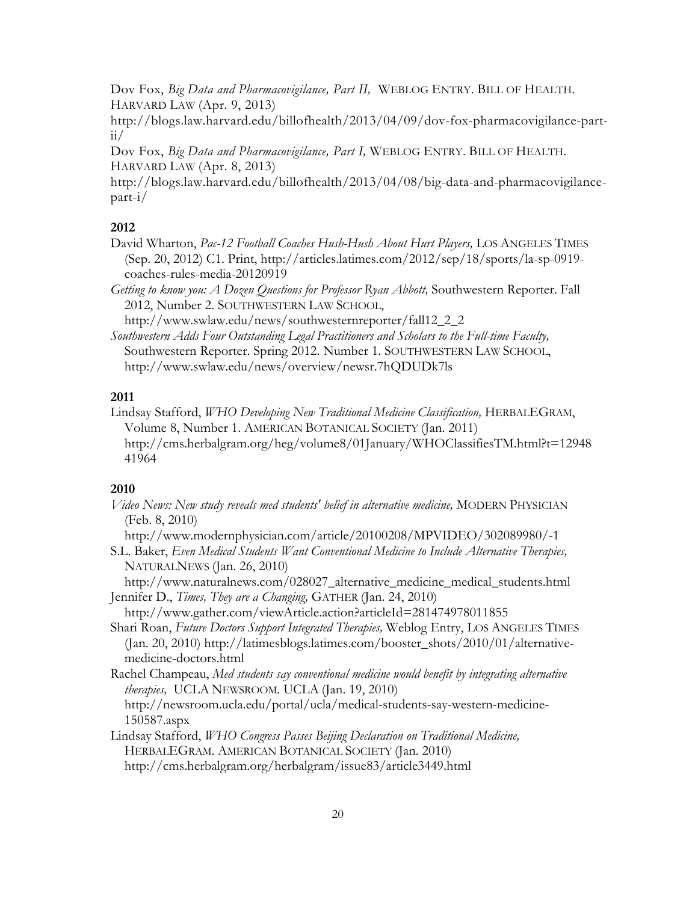Dov Fox, *Big Data and Pharmacovigilance, Part II,* WEBLOG ENTRY. BILL OF HEALTH. HARVARD LAW (Apr. 9, 2013) http://blogs.law.harvard.edu/billofhealth/2013/04/09/dov-fox-pharmacovigilance-part-ii/

Dov Fox, *Big Data and Pharmacovigilance, Part I,* WEBLOG ENTRY. BILL OF HEALTH. HARVARD LAW (Apr. 8, 2013) http://blogs.law.harvard.edu/billofhealth/2013/04/08/big-data-and-pharmacovigilance-part-i/

## 2012

David Wharton, *Pac-12 Football Coaches Hush-Hush About Hurt Players,* LOS ANGELES TIMES (Sep. 20, 2012) C1. Print, http://articles.latimes.com/2012/sep/18/sports/la-sp-0919-coaches-rules-media-20120919

*Getting to know you: A Dozen Questions for Professor Ryan Abbott,* Southwestern Reporter. Fall 2012, Number 2. SOUTHWESTERN LAW SCHOOL, http://www.swlaw.edu/news/southwesternreporter/fall12_2_2

*Southwestern Adds Four Outstanding Legal Practitioners and Scholars to the Full-time Faculty,* Southwestern Reporter. Spring 2012. Number 1. SOUTHWESTERN LAW SCHOOL, http://www.swlaw.edu/news/overview/newsr.7hQDUDk7ls

## 2011

Lindsay Stafford, *WHO Developing New Traditional Medicine Classification,* HERBALEGRAM, Volume 8, Number 1. AMERICAN BOTANICAL SOCIETY (Jan. 2011) http://cms.herbalgram.org/heg/volume8/01January/WHOClassifiesTM.html?t=1294841964

## 2010

*Video News: New study reveals med students' belief in alternative medicine,* MODERN PHYSICIAN (Feb. 8, 2010) http://www.modernphysician.com/article/20100208/MPVIDEO/302089980/-1

S.L. Baker, *Even Medical Students Want Conventional Medicine to Include Alternative Therapies,* NATURALNEWS (Jan. 26, 2010) http://www.naturalnews.com/028027_alternative_medicine_medical_students.html

Jennifer D., *Times, They are a Changing,* GATHER (Jan. 24, 2010) http://www.gather.com/viewArticle.action?articleId=281474978011855

Shari Roan, *Future Doctors Support Integrated Therapies,* Weblog Entry, LOS ANGELES TIMES (Jan. 20, 2010) http://latimesblogs.latimes.com/booster_shots/2010/01/alternative-medicine-doctors.html

Rachel Champeau, *Med students say conventional medicine would benefit by integrating alternative therapies,* UCLA NEWSROOM. UCLA (Jan. 19, 2010) http://newsroom.ucla.edu/portal/ucla/medical-students-say-western-medicine-150587.aspx

Lindsay Stafford, *WHO Congress Passes Beijing Declaration on Traditional Medicine,* HERBALEGRAM. AMERICAN BOTANICAL SOCIETY (Jan. 2010) http://cms.herbalgram.org/herbalgram/issue83/article3449.html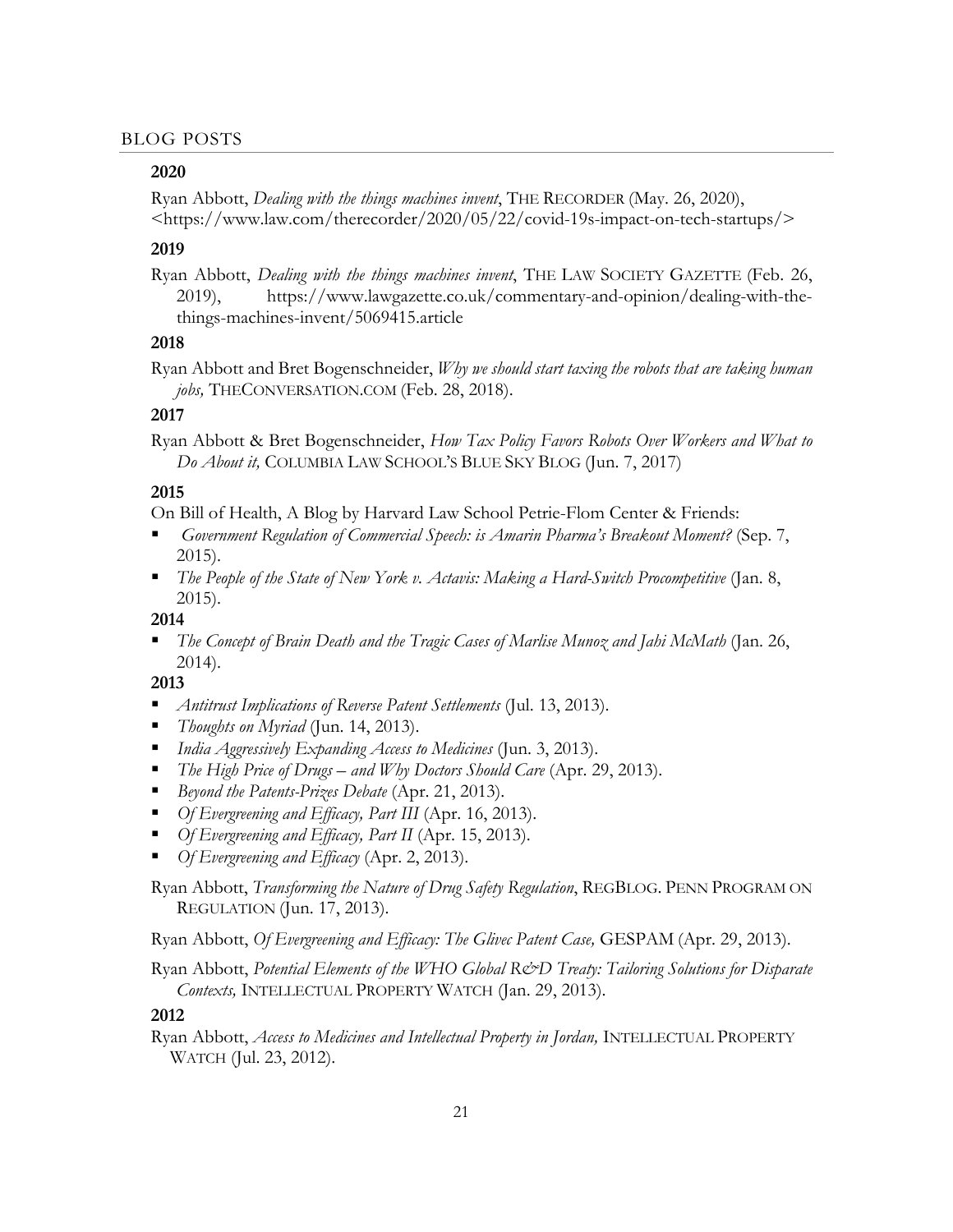## BLOG POSTS

### 2020

Ryan Abbott, *Dealing with the things machines invent*, THE RECORDER (May. 26, 2020), <https://www.law.com/therecorder/2020/05/22/covid-19s-impact-on-tech-startups/>

### 2019

Ryan Abbott, *Dealing with the things machines invent*, THE LAW SOCIETY GAZETTE (Feb. 26, 2019), https://www.lawgazette.co.uk/commentary-and-opinion/dealing-with-the-things-machines-invent/5069415.article

### 2018

Ryan Abbott and Bret Bogenschneider, *Why we should start taxing the robots that are taking human jobs,* THECONVERSATION.COM (Feb. 28, 2018).

### 2017

Ryan Abbott & Bret Bogenschneider, *How Tax Policy Favors Robots Over Workers and What to Do About it,* COLUMBIA LAW SCHOOL'S BLUE SKY BLOG (Jun. 7, 2017)

### 2015

On Bill of Health, A Blog by Harvard Law School Petrie-Flom Center & Friends:

- *Government Regulation of Commercial Speech: is Amarin Pharma's Breakout Moment?* (Sep. 7, 2015).
- *The People of the State of New York v. Actavis: Making a Hard-Switch Procompetitive* (Jan. 8, 2015).

### 2014

- *The Concept of Brain Death and the Tragic Cases of Marlise Munoz and Jahi McMath* (Jan. 26, 2014).

### 2013

- *Antitrust Implications of Reverse Patent Settlements* (Jul. 13, 2013).
- *Thoughts on Myriad* (Jun. 14, 2013).
- *India Aggressively Expanding Access to Medicines* (Jun. 3, 2013).
- *The High Price of Drugs – and Why Doctors Should Care* (Apr. 29, 2013).
- *Beyond the Patents-Prizes Debate* (Apr. 21, 2013).
- *Of Evergreening and Efficacy, Part III* (Apr. 16, 2013).
- *Of Evergreening and Efficacy, Part II* (Apr. 15, 2013).
- *Of Evergreening and Efficacy* (Apr. 2, 2013).

Ryan Abbott, *Transforming the Nature of Drug Safety Regulation*, REGBLOG. PENN PROGRAM ON REGULATION (Jun. 17, 2013).

Ryan Abbott, *Of Evergreening and Efficacy: The Glivec Patent Case,* GESPAM (Apr. 29, 2013).

Ryan Abbott, *Potential Elements of the WHO Global R&D Treaty: Tailoring Solutions for Disparate Contexts,* INTELLECTUAL PROPERTY WATCH (Jan. 29, 2013).

### 2012

Ryan Abbott, *Access to Medicines and Intellectual Property in Jordan,* INTELLECTUAL PROPERTY WATCH (Jul. 23, 2012).